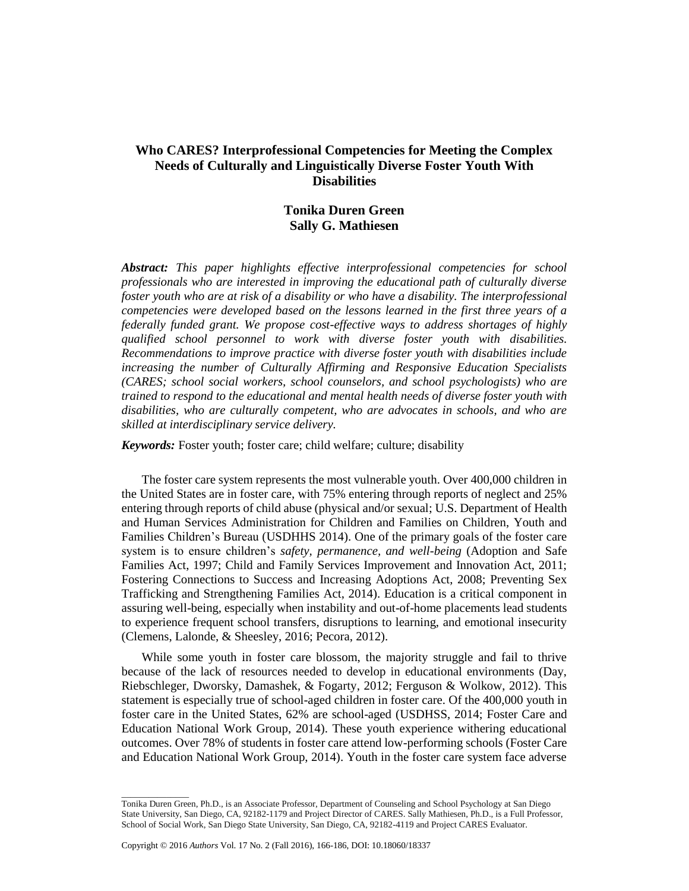# Who CARES? Interprofessional Competencies for Meeting the Complex Needs of Culturally and Linguistically Diverse Foster Youth With Disabilities

**Tonika Duren Green**
**Sally G. Mathiesen**

***Abstract:*** *This paper highlights effective interprofessional competencies for school professionals who are interested in improving the educational path of culturally diverse foster youth who are at risk of a disability or who have a disability. The interprofessional competencies were developed based on the lessons learned in the first three years of a federally funded grant. We propose cost-effective ways to address shortages of highly qualified school personnel to work with diverse foster youth with disabilities. Recommendations to improve practice with diverse foster youth with disabilities include increasing the number of Culturally Affirming and Responsive Education Specialists (CARES; school social workers, school counselors, and school psychologists) who are trained to respond to the educational and mental health needs of diverse foster youth with disabilities, who are culturally competent, who are advocates in schools, and who are skilled at interdisciplinary service delivery.*

***Keywords:*** Foster youth; foster care; child welfare; culture; disability

The foster care system represents the most vulnerable youth. Over 400,000 children in the United States are in foster care, with 75% entering through reports of neglect and 25% entering through reports of child abuse (physical and/or sexual; U.S. Department of Health and Human Services Administration for Children and Families on Children, Youth and Families Children's Bureau (USDHHS 2014). One of the primary goals of the foster care system is to ensure children's *safety, permanence, and well-being* (Adoption and Safe Families Act, 1997; Child and Family Services Improvement and Innovation Act, 2011; Fostering Connections to Success and Increasing Adoptions Act, 2008; Preventing Sex Trafficking and Strengthening Families Act, 2014). Education is a critical component in assuring well-being, especially when instability and out-of-home placements lead students to experience frequent school transfers, disruptions to learning, and emotional insecurity (Clemens, Lalonde, & Sheesley, 2016; Pecora, 2012).

While some youth in foster care blossom, the majority struggle and fail to thrive because of the lack of resources needed to develop in educational environments (Day, Riebschleger, Dworsky, Damashek, & Fogarty, 2012; Ferguson & Wolkow, 2012). This statement is especially true of school-aged children in foster care. Of the 400,000 youth in foster care in the United States, 62% are school-aged (USDHSS, 2014; Foster Care and Education National Work Group, 2014). These youth experience withering educational outcomes. Over 78% of students in foster care attend low-performing schools (Foster Care and Education National Work Group, 2014). Youth in the foster care system face adverse

---

Tonika Duren Green, Ph.D., is an Associate Professor, Department of Counseling and School Psychology at San Diego State University, San Diego, CA, 92182-1179 and Project Director of CARES. Sally Mathiesen, Ph.D., is a Full Professor, School of Social Work, San Diego State University, San Diego, CA, 92182-4119 and Project CARES Evaluator.

Copyright © 2016 *Authors* Vol. 17 No. 2 (Fall 2016), 166-186, DOI: 10.18060/18337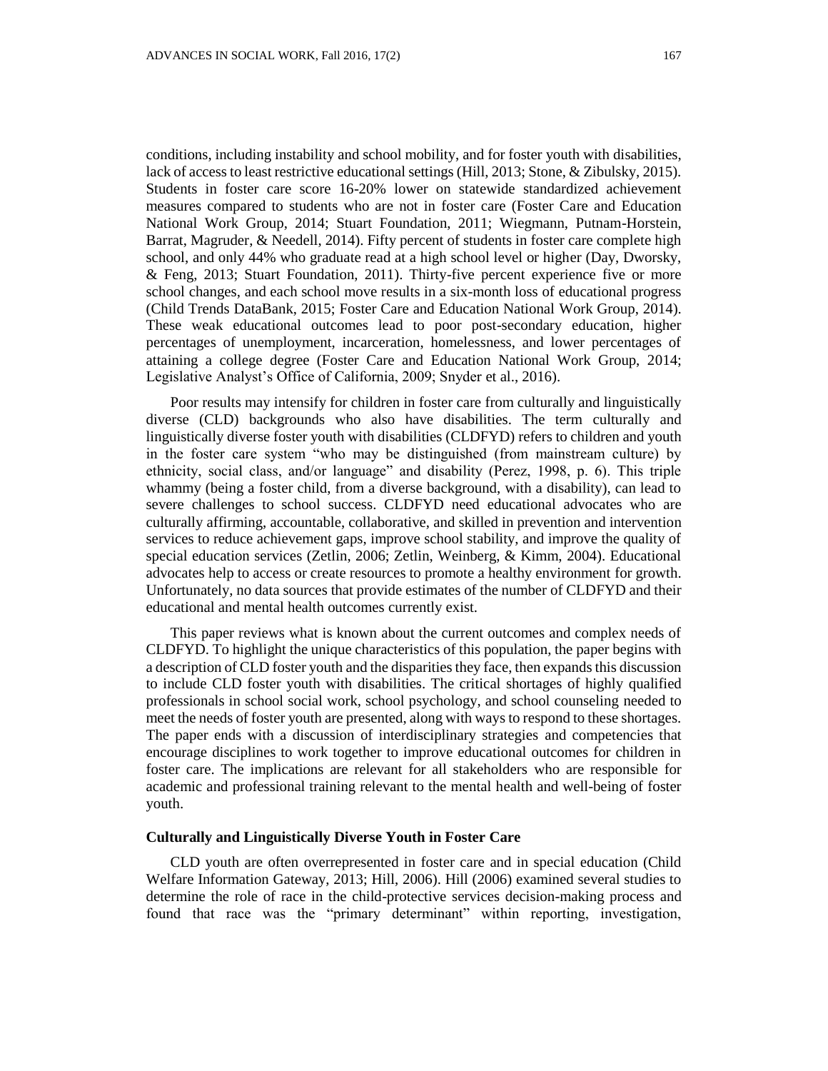conditions, including instability and school mobility, and for foster youth with disabilities, lack of access to least restrictive educational settings (Hill, 2013; Stone, & Zibulsky, 2015). Students in foster care score 16-20% lower on statewide standardized achievement measures compared to students who are not in foster care (Foster Care and Education National Work Group, 2014; Stuart Foundation, 2011; Wiegmann, Putnam-Horstein, Barrat, Magruder, & Needell, 2014). Fifty percent of students in foster care complete high school, and only 44% who graduate read at a high school level or higher (Day, Dworsky, & Feng, 2013; Stuart Foundation, 2011). Thirty-five percent experience five or more school changes, and each school move results in a six-month loss of educational progress (Child Trends DataBank, 2015; Foster Care and Education National Work Group, 2014). These weak educational outcomes lead to poor post-secondary education, higher percentages of unemployment, incarceration, homelessness, and lower percentages of attaining a college degree (Foster Care and Education National Work Group, 2014; Legislative Analyst's Office of California, 2009; Snyder et al., 2016).

Poor results may intensify for children in foster care from culturally and linguistically diverse (CLD) backgrounds who also have disabilities. The term culturally and linguistically diverse foster youth with disabilities (CLDFYD) refers to children and youth in the foster care system "who may be distinguished (from mainstream culture) by ethnicity, social class, and/or language" and disability (Perez, 1998, p. 6). This triple whammy (being a foster child, from a diverse background, with a disability), can lead to severe challenges to school success. CLDFYD need educational advocates who are culturally affirming, accountable, collaborative, and skilled in prevention and intervention services to reduce achievement gaps, improve school stability, and improve the quality of special education services (Zetlin, 2006; Zetlin, Weinberg, & Kimm, 2004). Educational advocates help to access or create resources to promote a healthy environment for growth. Unfortunately, no data sources that provide estimates of the number of CLDFYD and their educational and mental health outcomes currently exist.

This paper reviews what is known about the current outcomes and complex needs of CLDFYD. To highlight the unique characteristics of this population, the paper begins with a description of CLD foster youth and the disparities they face, then expands this discussion to include CLD foster youth with disabilities. The critical shortages of highly qualified professionals in school social work, school psychology, and school counseling needed to meet the needs of foster youth are presented, along with ways to respond to these shortages. The paper ends with a discussion of interdisciplinary strategies and competencies that encourage disciplines to work together to improve educational outcomes for children in foster care. The implications are relevant for all stakeholders who are responsible for academic and professional training relevant to the mental health and well-being of foster youth.

## Culturally and Linguistically Diverse Youth in Foster Care

CLD youth are often overrepresented in foster care and in special education (Child Welfare Information Gateway, 2013; Hill, 2006). Hill (2006) examined several studies to determine the role of race in the child-protective services decision-making process and found that race was the "primary determinant" within reporting, investigation,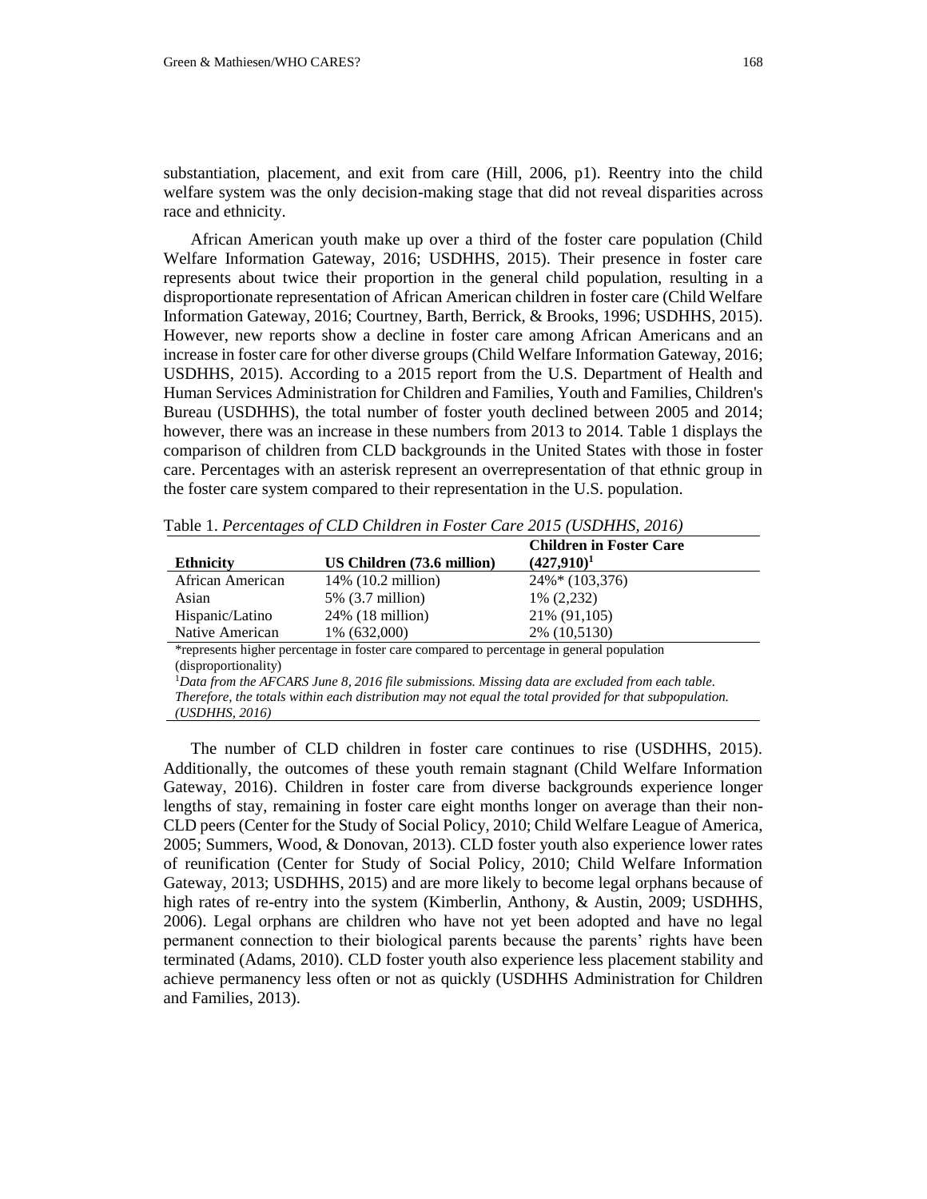substantiation, placement, and exit from care (Hill, 2006, p1). Reentry into the child welfare system was the only decision-making stage that did not reveal disparities across race and ethnicity.

African American youth make up over a third of the foster care population (Child Welfare Information Gateway, 2016; USDHHS, 2015). Their presence in foster care represents about twice their proportion in the general child population, resulting in a disproportionate representation of African American children in foster care (Child Welfare Information Gateway, 2016; Courtney, Barth, Berrick, & Brooks, 1996; USDHHS, 2015). However, new reports show a decline in foster care among African Americans and an increase in foster care for other diverse groups (Child Welfare Information Gateway, 2016; USDHHS, 2015). According to a 2015 report from the U.S. Department of Health and Human Services Administration for Children and Families, Youth and Families, Children's Bureau (USDHHS), the total number of foster youth declined between 2005 and 2014; however, there was an increase in these numbers from 2013 to 2014. Table 1 displays the comparison of children from CLD backgrounds in the United States with those in foster care. Percentages with an asterisk represent an overrepresentation of that ethnic group in the foster care system compared to their representation in the U.S. population.

Table 1. *Percentages of CLD Children in Foster Care 2015 (USDHHS, 2016)*

| **Ethnicity** | **US Children (73.6 million)** | **Children in Foster Care (427,910)**[1] |
|---|---|---|
| African American | 14% (10.2 million) | 24%* (103,376) |
| Asian | 5% (3.7 million) | 1% (2,232) |
| Hispanic/Latino | 24% (18 million) | 21% (91,105) |
| Native American | 1% (632,000) | 2% (10,5130) |

*represents higher percentage in foster care compared to percentage in general population (disproportionality)

[1]*Data from the AFCARS June 8, 2016 file submissions. Missing data are excluded from each table. Therefore, the totals within each distribution may not equal the total provided for that subpopulation. (USDHHS, 2016)*

The number of CLD children in foster care continues to rise (USDHHS, 2015). Additionally, the outcomes of these youth remain stagnant (Child Welfare Information Gateway, 2016). Children in foster care from diverse backgrounds experience longer lengths of stay, remaining in foster care eight months longer on average than their non-CLD peers (Center for the Study of Social Policy, 2010; Child Welfare League of America, 2005; Summers, Wood, & Donovan, 2013). CLD foster youth also experience lower rates of reunification (Center for Study of Social Policy, 2010; Child Welfare Information Gateway, 2013; USDHHS, 2015) and are more likely to become legal orphans because of high rates of re-entry into the system (Kimberlin, Anthony, & Austin, 2009; USDHHS, 2006). Legal orphans are children who have not yet been adopted and have no legal permanent connection to their biological parents because the parents' rights have been terminated (Adams, 2010). CLD foster youth also experience less placement stability and achieve permanency less often or not as quickly (USDHHS Administration for Children and Families, 2013).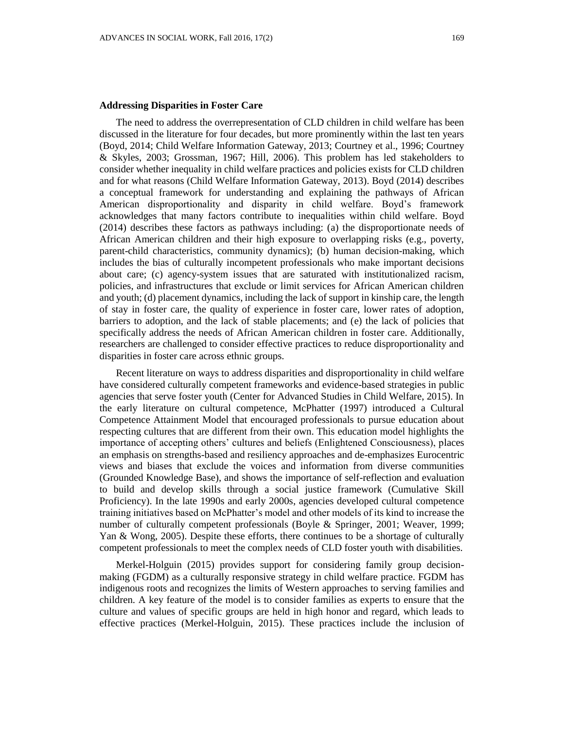**Addressing Disparities in Foster Care**

The need to address the overrepresentation of CLD children in child welfare has been discussed in the literature for four decades, but more prominently within the last ten years (Boyd, 2014; Child Welfare Information Gateway, 2013; Courtney et al., 1996; Courtney & Skyles, 2003; Grossman, 1967; Hill, 2006). This problem has led stakeholders to consider whether inequality in child welfare practices and policies exists for CLD children and for what reasons (Child Welfare Information Gateway, 2013). Boyd (2014) describes a conceptual framework for understanding and explaining the pathways of African American disproportionality and disparity in child welfare. Boyd's framework acknowledges that many factors contribute to inequalities within child welfare. Boyd (2014) describes these factors as pathways including: (a) the disproportionate needs of African American children and their high exposure to overlapping risks (e.g., poverty, parent-child characteristics, community dynamics); (b) human decision-making, which includes the bias of culturally incompetent professionals who make important decisions about care; (c) agency-system issues that are saturated with institutionalized racism, policies, and infrastructures that exclude or limit services for African American children and youth; (d) placement dynamics, including the lack of support in kinship care, the length of stay in foster care, the quality of experience in foster care, lower rates of adoption, barriers to adoption, and the lack of stable placements; and (e) the lack of policies that specifically address the needs of African American children in foster care. Additionally, researchers are challenged to consider effective practices to reduce disproportionality and disparities in foster care across ethnic groups.

Recent literature on ways to address disparities and disproportionality in child welfare have considered culturally competent frameworks and evidence-based strategies in public agencies that serve foster youth (Center for Advanced Studies in Child Welfare, 2015). In the early literature on cultural competence, McPhatter (1997) introduced a Cultural Competence Attainment Model that encouraged professionals to pursue education about respecting cultures that are different from their own. This education model highlights the importance of accepting others' cultures and beliefs (Enlightened Consciousness), places an emphasis on strengths-based and resiliency approaches and de-emphasizes Eurocentric views and biases that exclude the voices and information from diverse communities (Grounded Knowledge Base), and shows the importance of self-reflection and evaluation to build and develop skills through a social justice framework (Cumulative Skill Proficiency). In the late 1990s and early 2000s, agencies developed cultural competence training initiatives based on McPhatter's model and other models of its kind to increase the number of culturally competent professionals (Boyle & Springer, 2001; Weaver, 1999; Yan & Wong, 2005). Despite these efforts, there continues to be a shortage of culturally competent professionals to meet the complex needs of CLD foster youth with disabilities.

Merkel-Holguin (2015) provides support for considering family group decision-making (FGDM) as a culturally responsive strategy in child welfare practice. FGDM has indigenous roots and recognizes the limits of Western approaches to serving families and children. A key feature of the model is to consider families as experts to ensure that the culture and values of specific groups are held in high honor and regard, which leads to effective practices (Merkel-Holguin, 2015). These practices include the inclusion of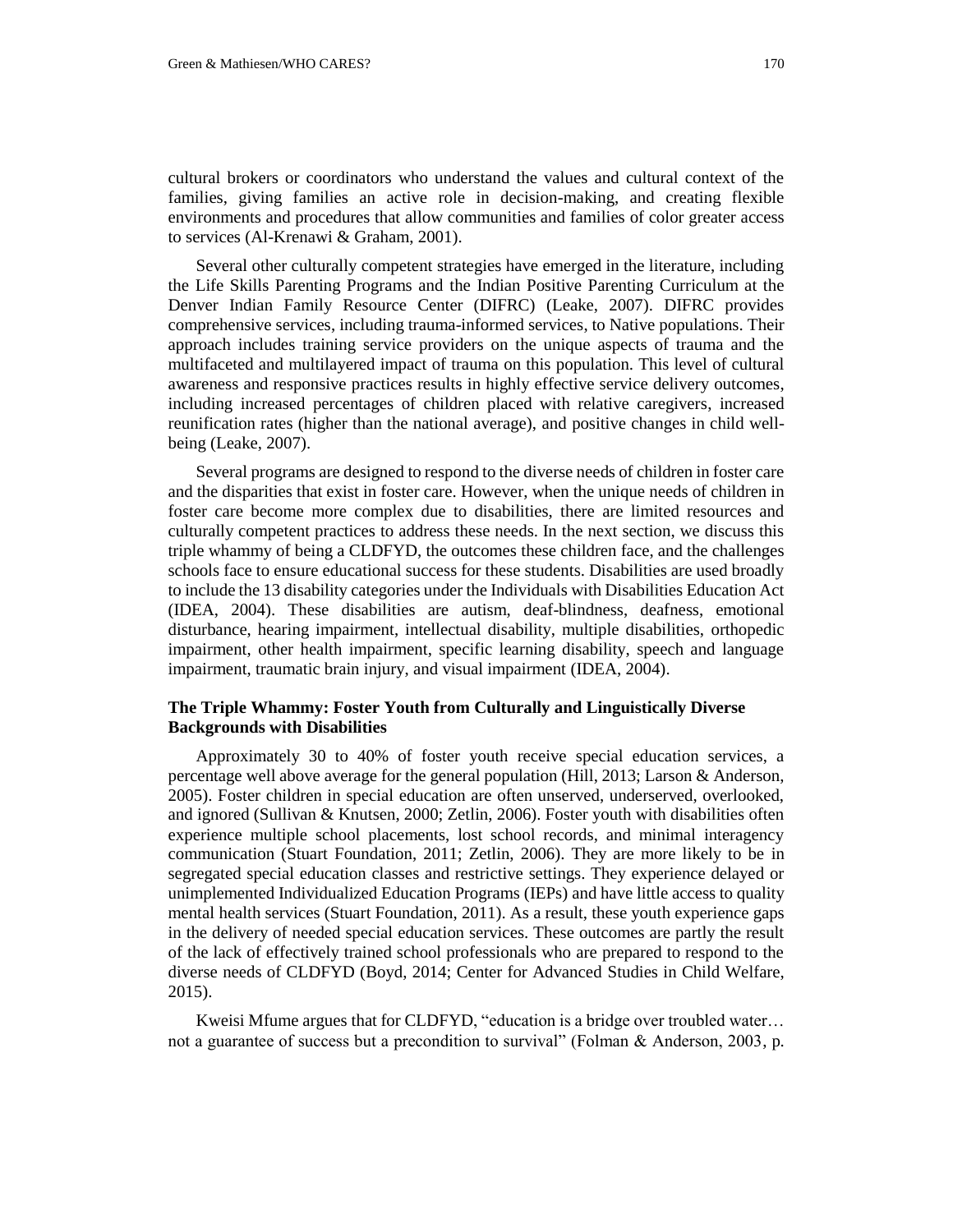cultural brokers or coordinators who understand the values and cultural context of the families, giving families an active role in decision-making, and creating flexible environments and procedures that allow communities and families of color greater access to services (Al-Krenawi & Graham, 2001).

Several other culturally competent strategies have emerged in the literature, including the Life Skills Parenting Programs and the Indian Positive Parenting Curriculum at the Denver Indian Family Resource Center (DIFRC) (Leake, 2007). DIFRC provides comprehensive services, including trauma-informed services, to Native populations. Their approach includes training service providers on the unique aspects of trauma and the multifaceted and multilayered impact of trauma on this population. This level of cultural awareness and responsive practices results in highly effective service delivery outcomes, including increased percentages of children placed with relative caregivers, increased reunification rates (higher than the national average), and positive changes in child well-being (Leake, 2007).

Several programs are designed to respond to the diverse needs of children in foster care and the disparities that exist in foster care. However, when the unique needs of children in foster care become more complex due to disabilities, there are limited resources and culturally competent practices to address these needs. In the next section, we discuss this triple whammy of being a CLDFYD, the outcomes these children face, and the challenges schools face to ensure educational success for these students. Disabilities are used broadly to include the 13 disability categories under the Individuals with Disabilities Education Act (IDEA, 2004). These disabilities are autism, deaf-blindness, deafness, emotional disturbance, hearing impairment, intellectual disability, multiple disabilities, orthopedic impairment, other health impairment, specific learning disability, speech and language impairment, traumatic brain injury, and visual impairment (IDEA, 2004).

### The Triple Whammy: Foster Youth from Culturally and Linguistically Diverse Backgrounds with Disabilities

Approximately 30 to 40% of foster youth receive special education services, a percentage well above average for the general population (Hill, 2013; Larson & Anderson, 2005). Foster children in special education are often unserved, underserved, overlooked, and ignored (Sullivan & Knutsen, 2000; Zetlin, 2006). Foster youth with disabilities often experience multiple school placements, lost school records, and minimal interagency communication (Stuart Foundation, 2011; Zetlin, 2006). They are more likely to be in segregated special education classes and restrictive settings. They experience delayed or unimplemented Individualized Education Programs (IEPs) and have little access to quality mental health services (Stuart Foundation, 2011). As a result, these youth experience gaps in the delivery of needed special education services. These outcomes are partly the result of the lack of effectively trained school professionals who are prepared to respond to the diverse needs of CLDFYD (Boyd, 2014; Center for Advanced Studies in Child Welfare, 2015).

Kweisi Mfume argues that for CLDFYD, “education is a bridge over troubled water… not a guarantee of success but a precondition to survival” (Folman & Anderson, 2003, p.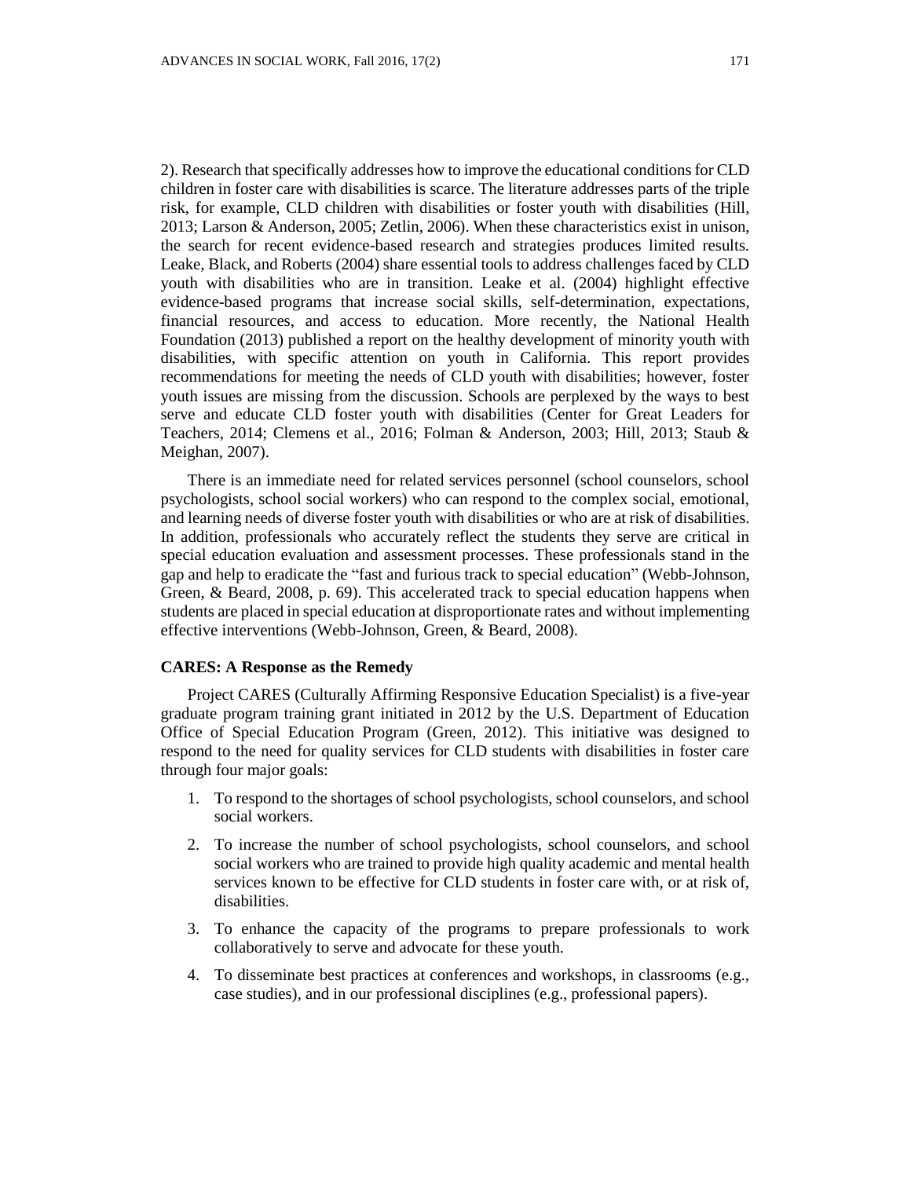2). Research that specifically addresses how to improve the educational conditions for CLD children in foster care with disabilities is scarce. The literature addresses parts of the triple risk, for example, CLD children with disabilities or foster youth with disabilities (Hill, 2013; Larson & Anderson, 2005; Zetlin, 2006). When these characteristics exist in unison, the search for recent evidence-based research and strategies produces limited results. Leake, Black, and Roberts (2004) share essential tools to address challenges faced by CLD youth with disabilities who are in transition. Leake et al. (2004) highlight effective evidence-based programs that increase social skills, self-determination, expectations, financial resources, and access to education. More recently, the National Health Foundation (2013) published a report on the healthy development of minority youth with disabilities, with specific attention on youth in California. This report provides recommendations for meeting the needs of CLD youth with disabilities; however, foster youth issues are missing from the discussion. Schools are perplexed by the ways to best serve and educate CLD foster youth with disabilities (Center for Great Leaders for Teachers, 2014; Clemens et al., 2016; Folman & Anderson, 2003; Hill, 2013; Staub & Meighan, 2007).

There is an immediate need for related services personnel (school counselors, school psychologists, school social workers) who can respond to the complex social, emotional, and learning needs of diverse foster youth with disabilities or who are at risk of disabilities. In addition, professionals who accurately reflect the students they serve are critical in special education evaluation and assessment processes. These professionals stand in the gap and help to eradicate the "fast and furious track to special education" (Webb-Johnson, Green, & Beard, 2008, p. 69). This accelerated track to special education happens when students are placed in special education at disproportionate rates and without implementing effective interventions (Webb-Johnson, Green, & Beard, 2008).

### CARES: A Response as the Remedy

Project CARES (Culturally Affirming Responsive Education Specialist) is a five-year graduate program training grant initiated in 2012 by the U.S. Department of Education Office of Special Education Program (Green, 2012). This initiative was designed to respond to the need for quality services for CLD students with disabilities in foster care through four major goals:

1. To respond to the shortages of school psychologists, school counselors, and school social workers.
2. To increase the number of school psychologists, school counselors, and school social workers who are trained to provide high quality academic and mental health services known to be effective for CLD students in foster care with, or at risk of, disabilities.
3. To enhance the capacity of the programs to prepare professionals to work collaboratively to serve and advocate for these youth.
4. To disseminate best practices at conferences and workshops, in classrooms (e.g., case studies), and in our professional disciplines (e.g., professional papers).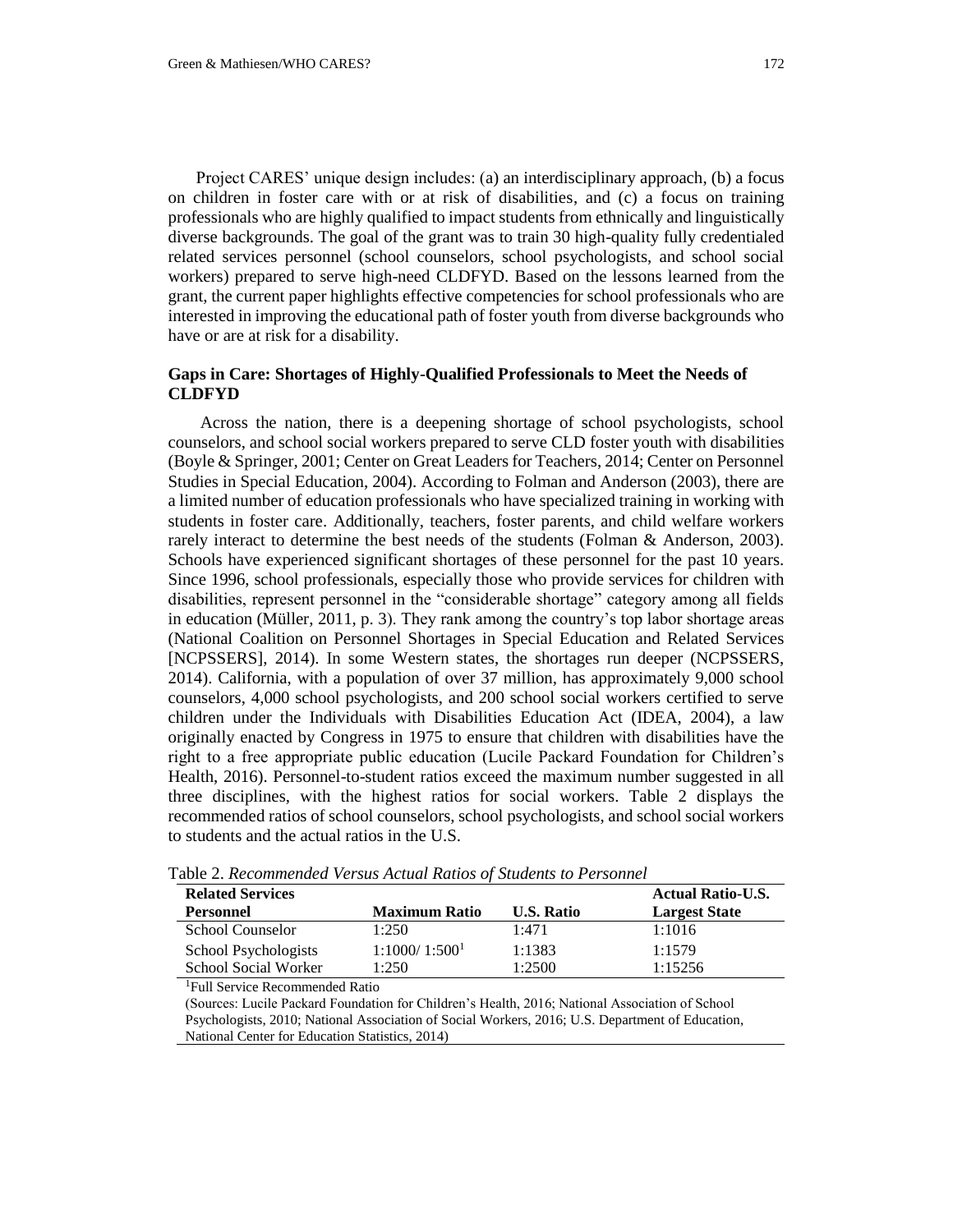Project CARES' unique design includes: (a) an interdisciplinary approach, (b) a focus on children in foster care with or at risk of disabilities, and (c) a focus on training professionals who are highly qualified to impact students from ethnically and linguistically diverse backgrounds. The goal of the grant was to train 30 high-quality fully credentialed related services personnel (school counselors, school psychologists, and school social workers) prepared to serve high-need CLDFYD. Based on the lessons learned from the grant, the current paper highlights effective competencies for school professionals who are interested in improving the educational path of foster youth from diverse backgrounds who have or are at risk for a disability.

### Gaps in Care: Shortages of Highly-Qualified Professionals to Meet the Needs of CLDFYD

Across the nation, there is a deepening shortage of school psychologists, school counselors, and school social workers prepared to serve CLD foster youth with disabilities (Boyle & Springer, 2001; Center on Great Leaders for Teachers, 2014; Center on Personnel Studies in Special Education, 2004). According to Folman and Anderson (2003), there are a limited number of education professionals who have specialized training in working with students in foster care. Additionally, teachers, foster parents, and child welfare workers rarely interact to determine the best needs of the students (Folman & Anderson, 2003). Schools have experienced significant shortages of these personnel for the past 10 years. Since 1996, school professionals, especially those who provide services for children with disabilities, represent personnel in the "considerable shortage" category among all fields in education (Müller, 2011, p. 3). They rank among the country's top labor shortage areas (National Coalition on Personnel Shortages in Special Education and Related Services [NCPSSERS], 2014). In some Western states, the shortages run deeper (NCPSSERS, 2014). California, with a population of over 37 million, has approximately 9,000 school counselors, 4,000 school psychologists, and 200 school social workers certified to serve children under the Individuals with Disabilities Education Act (IDEA, 2004), a law originally enacted by Congress in 1975 to ensure that children with disabilities have the right to a free appropriate public education (Lucile Packard Foundation for Children's Health, 2016). Personnel-to-student ratios exceed the maximum number suggested in all three disciplines, with the highest ratios for social workers. Table 2 displays the recommended ratios of school counselors, school psychologists, and school social workers to students and the actual ratios in the U.S.

Table 2. *Recommended Versus Actual Ratios of Students to Personnel*

| Related Services Personnel | Maximum Ratio | U.S. Ratio | Actual Ratio-U.S. Largest State |
|---|---|---|---|
| School Counselor | 1:250 | 1:471 | 1:1016 |
| School Psychologists | 1:1000/ 1:500[1] | 1:1383 | 1:1579 |
| School Social Worker | 1:250 | 1:2500 | 1:15256 |

[1]Full Service Recommended Ratio

(Sources: Lucile Packard Foundation for Children's Health, 2016; National Association of School Psychologists, 2010; National Association of Social Workers, 2016; U.S. Department of Education, National Center for Education Statistics, 2014)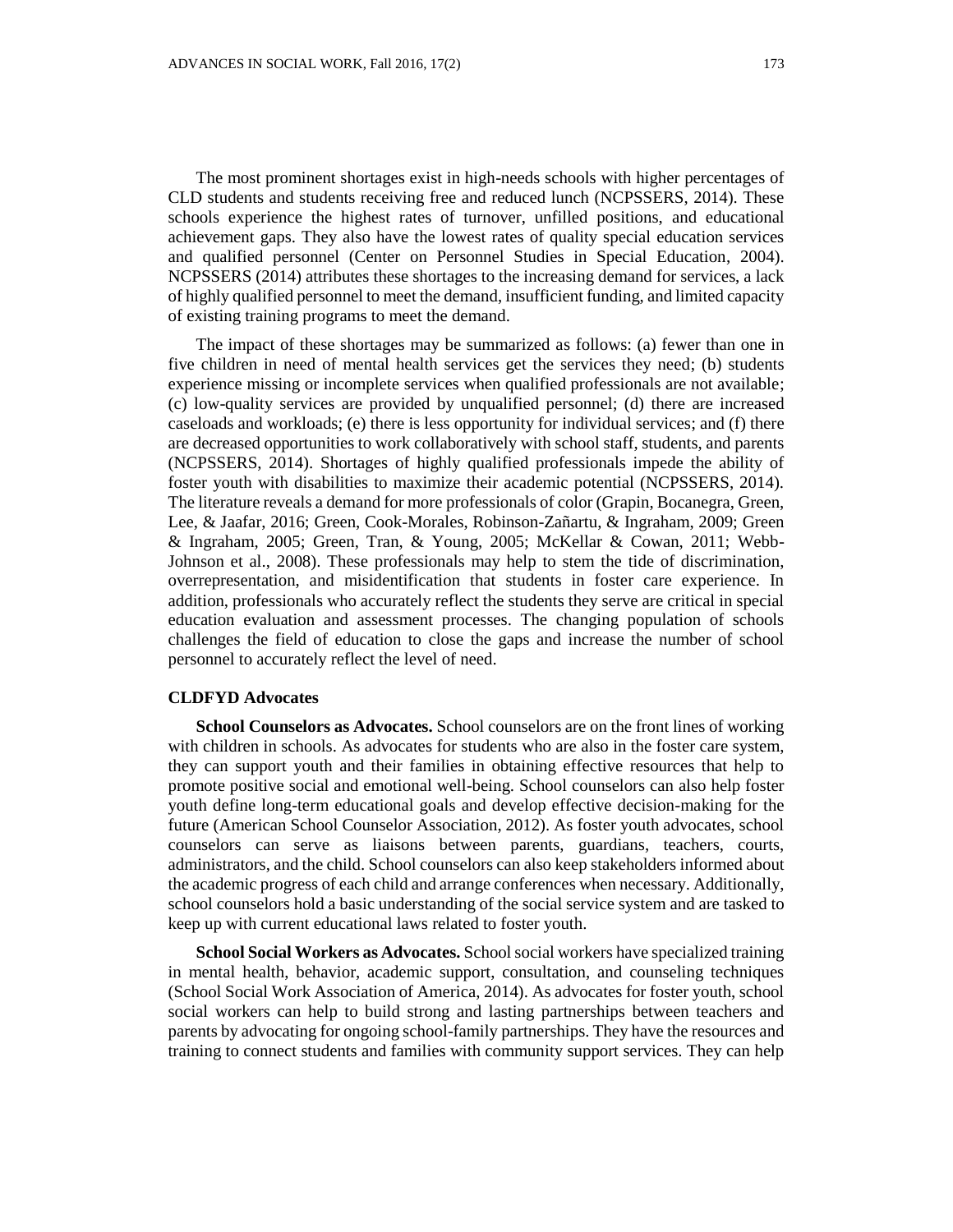The most prominent shortages exist in high-needs schools with higher percentages of CLD students and students receiving free and reduced lunch (NCPSSERS, 2014). These schools experience the highest rates of turnover, unfilled positions, and educational achievement gaps. They also have the lowest rates of quality special education services and qualified personnel (Center on Personnel Studies in Special Education, 2004). NCPSSERS (2014) attributes these shortages to the increasing demand for services, a lack of highly qualified personnel to meet the demand, insufficient funding, and limited capacity of existing training programs to meet the demand.

The impact of these shortages may be summarized as follows: (a) fewer than one in five children in need of mental health services get the services they need; (b) students experience missing or incomplete services when qualified professionals are not available; (c) low-quality services are provided by unqualified personnel; (d) there are increased caseloads and workloads; (e) there is less opportunity for individual services; and (f) there are decreased opportunities to work collaboratively with school staff, students, and parents (NCPSSERS, 2014). Shortages of highly qualified professionals impede the ability of foster youth with disabilities to maximize their academic potential (NCPSSERS, 2014). The literature reveals a demand for more professionals of color (Grapin, Bocanegra, Green, Lee, & Jaafar, 2016; Green, Cook-Morales, Robinson-Zañartu, & Ingraham, 2009; Green & Ingraham, 2005; Green, Tran, & Young, 2005; McKellar & Cowan, 2011; Webb-Johnson et al., 2008). These professionals may help to stem the tide of discrimination, overrepresentation, and misidentification that students in foster care experience. In addition, professionals who accurately reflect the students they serve are critical in special education evaluation and assessment processes. The changing population of schools challenges the field of education to close the gaps and increase the number of school personnel to accurately reflect the level of need.

### CLDFYD Advocates

**School Counselors as Advocates.** School counselors are on the front lines of working with children in schools. As advocates for students who are also in the foster care system, they can support youth and their families in obtaining effective resources that help to promote positive social and emotional well-being. School counselors can also help foster youth define long-term educational goals and develop effective decision-making for the future (American School Counselor Association, 2012). As foster youth advocates, school counselors can serve as liaisons between parents, guardians, teachers, courts, administrators, and the child. School counselors can also keep stakeholders informed about the academic progress of each child and arrange conferences when necessary. Additionally, school counselors hold a basic understanding of the social service system and are tasked to keep up with current educational laws related to foster youth.

**School Social Workers as Advocates.** School social workers have specialized training in mental health, behavior, academic support, consultation, and counseling techniques (School Social Work Association of America, 2014). As advocates for foster youth, school social workers can help to build strong and lasting partnerships between teachers and parents by advocating for ongoing school-family partnerships. They have the resources and training to connect students and families with community support services. They can help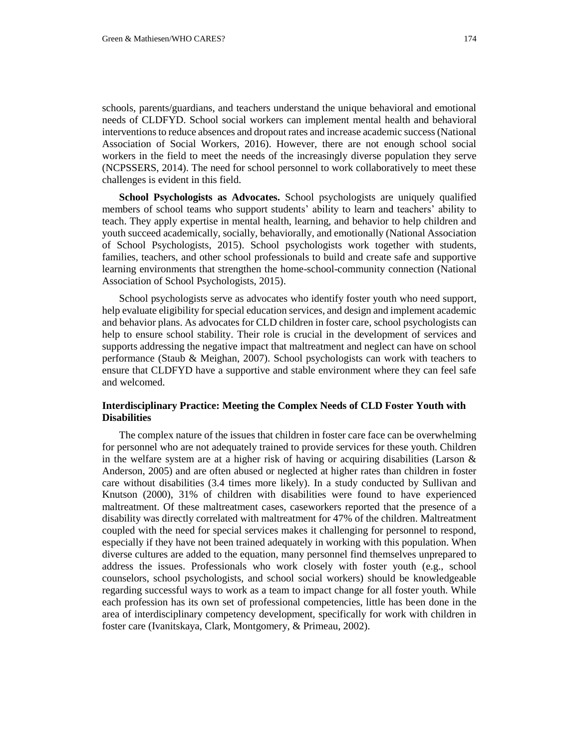schools, parents/guardians, and teachers understand the unique behavioral and emotional needs of CLDFYD. School social workers can implement mental health and behavioral interventions to reduce absences and dropout rates and increase academic success (National Association of Social Workers, 2016). However, there are not enough school social workers in the field to meet the needs of the increasingly diverse population they serve (NCPSSERS, 2014). The need for school personnel to work collaboratively to meet these challenges is evident in this field.

**School Psychologists as Advocates.** School psychologists are uniquely qualified members of school teams who support students' ability to learn and teachers' ability to teach. They apply expertise in mental health, learning, and behavior to help children and youth succeed academically, socially, behaviorally, and emotionally (National Association of School Psychologists, 2015). School psychologists work together with students, families, teachers, and other school professionals to build and create safe and supportive learning environments that strengthen the home-school-community connection (National Association of School Psychologists, 2015).

School psychologists serve as advocates who identify foster youth who need support, help evaluate eligibility for special education services, and design and implement academic and behavior plans. As advocates for CLD children in foster care, school psychologists can help to ensure school stability. Their role is crucial in the development of services and supports addressing the negative impact that maltreatment and neglect can have on school performance (Staub & Meighan, 2007). School psychologists can work with teachers to ensure that CLDFYD have a supportive and stable environment where they can feel safe and welcomed.

## Interdisciplinary Practice: Meeting the Complex Needs of CLD Foster Youth with Disabilities

The complex nature of the issues that children in foster care face can be overwhelming for personnel who are not adequately trained to provide services for these youth. Children in the welfare system are at a higher risk of having or acquiring disabilities (Larson & Anderson, 2005) and are often abused or neglected at higher rates than children in foster care without disabilities (3.4 times more likely). In a study conducted by Sullivan and Knutson (2000), 31% of children with disabilities were found to have experienced maltreatment. Of these maltreatment cases, caseworkers reported that the presence of a disability was directly correlated with maltreatment for 47% of the children. Maltreatment coupled with the need for special services makes it challenging for personnel to respond, especially if they have not been trained adequately in working with this population. When diverse cultures are added to the equation, many personnel find themselves unprepared to address the issues. Professionals who work closely with foster youth (e.g., school counselors, school psychologists, and school social workers) should be knowledgeable regarding successful ways to work as a team to impact change for all foster youth. While each profession has its own set of professional competencies, little has been done in the area of interdisciplinary competency development, specifically for work with children in foster care (Ivanitskaya, Clark, Montgomery, & Primeau, 2002).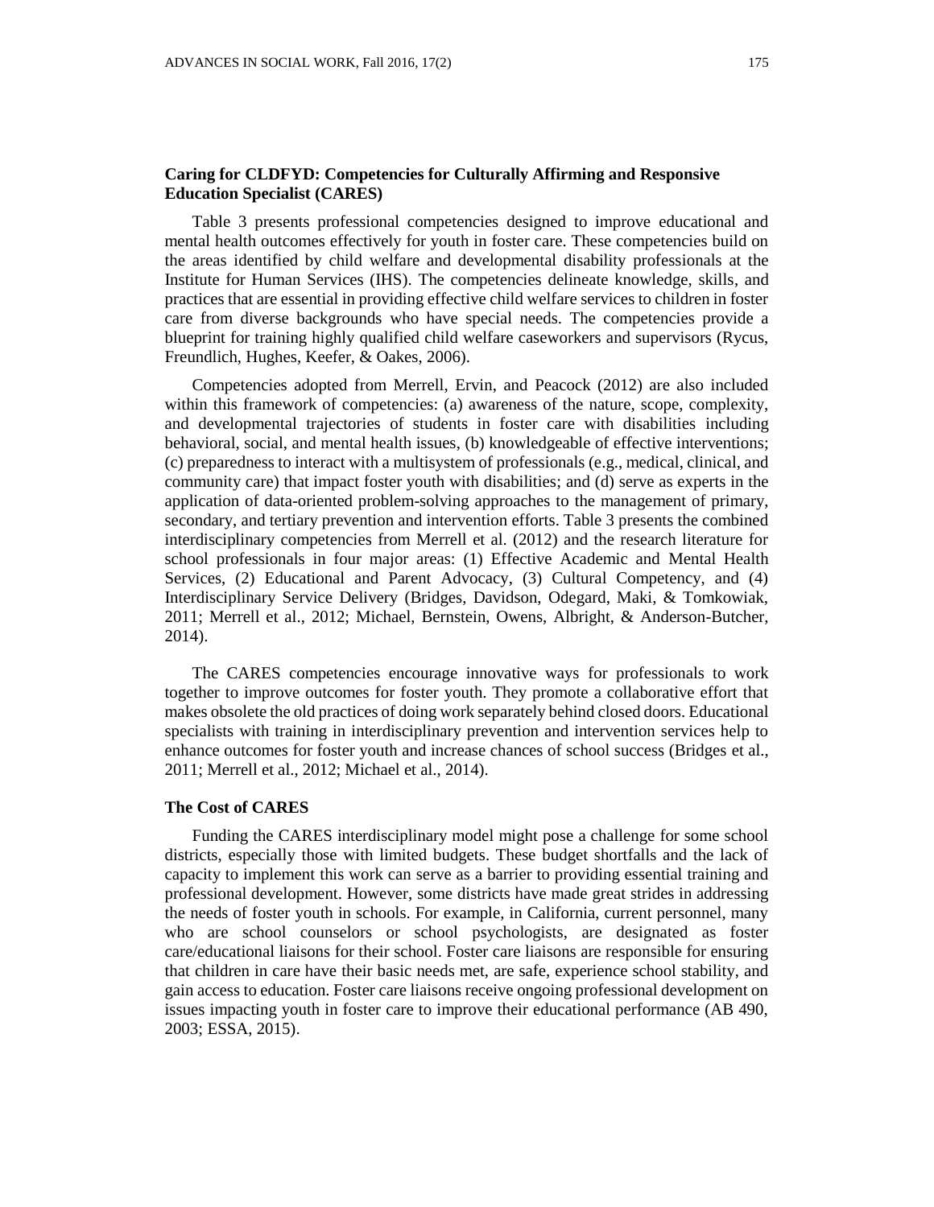### Caring for CLDFYD: Competencies for Culturally Affirming and Responsive Education Specialist (CARES)

Table 3 presents professional competencies designed to improve educational and mental health outcomes effectively for youth in foster care. These competencies build on the areas identified by child welfare and developmental disability professionals at the Institute for Human Services (IHS). The competencies delineate knowledge, skills, and practices that are essential in providing effective child welfare services to children in foster care from diverse backgrounds who have special needs. The competencies provide a blueprint for training highly qualified child welfare caseworkers and supervisors (Rycus, Freundlich, Hughes, Keefer, & Oakes, 2006).

Competencies adopted from Merrell, Ervin, and Peacock (2012) are also included within this framework of competencies: (a) awareness of the nature, scope, complexity, and developmental trajectories of students in foster care with disabilities including behavioral, social, and mental health issues, (b) knowledgeable of effective interventions; (c) preparedness to interact with a multisystem of professionals (e.g., medical, clinical, and community care) that impact foster youth with disabilities; and (d) serve as experts in the application of data-oriented problem-solving approaches to the management of primary, secondary, and tertiary prevention and intervention efforts. Table 3 presents the combined interdisciplinary competencies from Merrell et al. (2012) and the research literature for school professionals in four major areas: (1) Effective Academic and Mental Health Services, (2) Educational and Parent Advocacy, (3) Cultural Competency, and (4) Interdisciplinary Service Delivery (Bridges, Davidson, Odegard, Maki, & Tomkowiak, 2011; Merrell et al., 2012; Michael, Bernstein, Owens, Albright, & Anderson-Butcher, 2014).

The CARES competencies encourage innovative ways for professionals to work together to improve outcomes for foster youth. They promote a collaborative effort that makes obsolete the old practices of doing work separately behind closed doors. Educational specialists with training in interdisciplinary prevention and intervention services help to enhance outcomes for foster youth and increase chances of school success (Bridges et al., 2011; Merrell et al., 2012; Michael et al., 2014).

### The Cost of CARES

Funding the CARES interdisciplinary model might pose a challenge for some school districts, especially those with limited budgets. These budget shortfalls and the lack of capacity to implement this work can serve as a barrier to providing essential training and professional development. However, some districts have made great strides in addressing the needs of foster youth in schools. For example, in California, current personnel, many who are school counselors or school psychologists, are designated as foster care/educational liaisons for their school. Foster care liaisons are responsible for ensuring that children in care have their basic needs met, are safe, experience school stability, and gain access to education. Foster care liaisons receive ongoing professional development on issues impacting youth in foster care to improve their educational performance (AB 490, 2003; ESSA, 2015).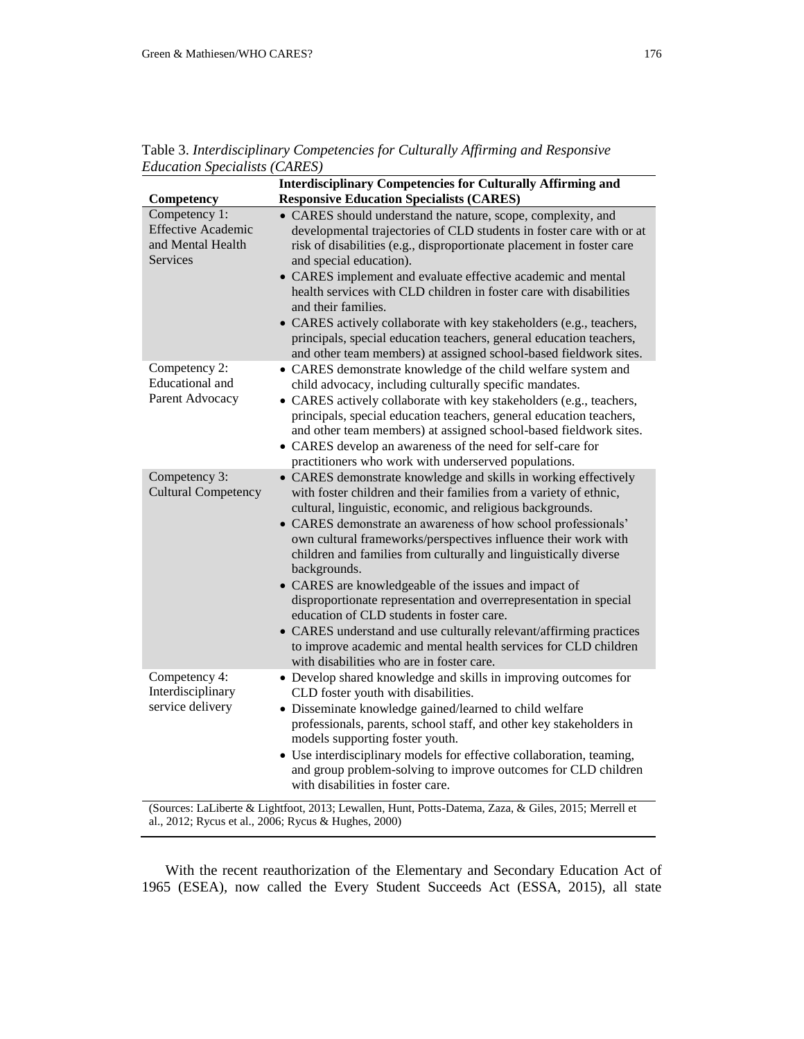Table 3. *Interdisciplinary Competencies for Culturally Affirming and Responsive Education Specialists (CARES)*

| Competency | Interdisciplinary Competencies for Culturally Affirming and Responsive Education Specialists (CARES) |
|---|---|
| Competency 1: Effective Academic and Mental Health Services | • CARES should understand the nature, scope, complexity, and developmental trajectories of CLD students in foster care with or at risk of disabilities (e.g., disproportionate placement in foster care and special education).<br>• CARES implement and evaluate effective academic and mental health services with CLD children in foster care with disabilities and their families.<br>• CARES actively collaborate with key stakeholders (e.g., teachers, principals, special education teachers, general education teachers, and other team members) at assigned school-based fieldwork sites. |
| Competency 2: Educational and Parent Advocacy | • CARES demonstrate knowledge of the child welfare system and child advocacy, including culturally specific mandates.<br>• CARES actively collaborate with key stakeholders (e.g., teachers, principals, special education teachers, general education teachers, and other team members) at assigned school-based fieldwork sites.<br>• CARES develop an awareness of the need for self-care for practitioners who work with underserved populations. |
| Competency 3: Cultural Competency | • CARES demonstrate knowledge and skills in working effectively with foster children and their families from a variety of ethnic, cultural, linguistic, economic, and religious backgrounds.<br>• CARES demonstrate an awareness of how school professionals' own cultural frameworks/perspectives influence their work with children and families from culturally and linguistically diverse backgrounds.<br>• CARES are knowledgeable of the issues and impact of disproportionate representation and overrepresentation in special education of CLD students in foster care.<br>• CARES understand and use culturally relevant/affirming practices to improve academic and mental health services for CLD children with disabilities who are in foster care. |
| Competency 4: Interdisciplinary service delivery | • Develop shared knowledge and skills in improving outcomes for CLD foster youth with disabilities.<br>• Disseminate knowledge gained/learned to child welfare professionals, parents, school staff, and other key stakeholders in models supporting foster youth.<br>• Use interdisciplinary models for effective collaboration, teaming, and group problem-solving to improve outcomes for CLD children with disabilities in foster care. |

(Sources: LaLiberte & Lightfoot, 2013; Lewallen, Hunt, Potts-Datema, Zaza, & Giles, 2015; Merrell et al., 2012; Rycus et al., 2006; Rycus & Hughes, 2000)

With the recent reauthorization of the Elementary and Secondary Education Act of 1965 (ESEA), now called the Every Student Succeeds Act (ESSA, 2015), all state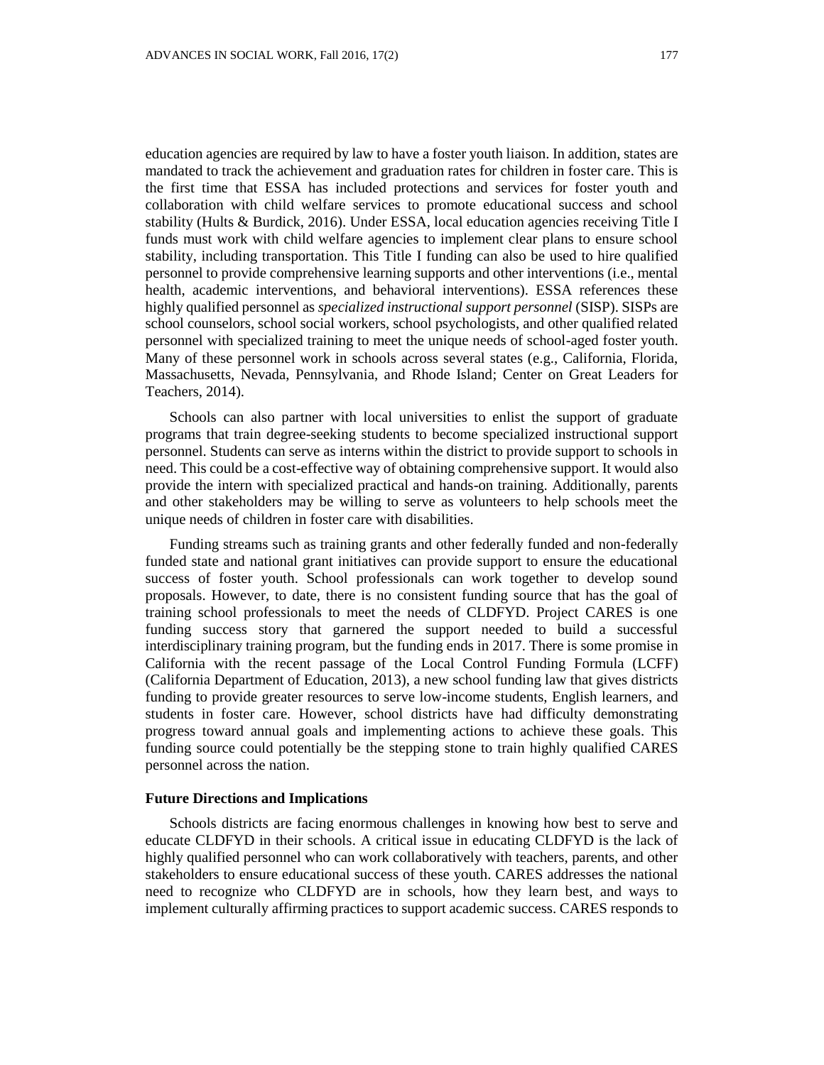education agencies are required by law to have a foster youth liaison. In addition, states are mandated to track the achievement and graduation rates for children in foster care. This is the first time that ESSA has included protections and services for foster youth and collaboration with child welfare services to promote educational success and school stability (Hults & Burdick, 2016). Under ESSA, local education agencies receiving Title I funds must work with child welfare agencies to implement clear plans to ensure school stability, including transportation. This Title I funding can also be used to hire qualified personnel to provide comprehensive learning supports and other interventions (i.e., mental health, academic interventions, and behavioral interventions). ESSA references these highly qualified personnel as *specialized instructional support personnel* (SISP). SISPs are school counselors, school social workers, school psychologists, and other qualified related personnel with specialized training to meet the unique needs of school-aged foster youth. Many of these personnel work in schools across several states (e.g., California, Florida, Massachusetts, Nevada, Pennsylvania, and Rhode Island; Center on Great Leaders for Teachers, 2014).

Schools can also partner with local universities to enlist the support of graduate programs that train degree-seeking students to become specialized instructional support personnel. Students can serve as interns within the district to provide support to schools in need. This could be a cost-effective way of obtaining comprehensive support. It would also provide the intern with specialized practical and hands-on training. Additionally, parents and other stakeholders may be willing to serve as volunteers to help schools meet the unique needs of children in foster care with disabilities.

Funding streams such as training grants and other federally funded and non-federally funded state and national grant initiatives can provide support to ensure the educational success of foster youth. School professionals can work together to develop sound proposals. However, to date, there is no consistent funding source that has the goal of training school professionals to meet the needs of CLDFYD. Project CARES is one funding success story that garnered the support needed to build a successful interdisciplinary training program, but the funding ends in 2017. There is some promise in California with the recent passage of the Local Control Funding Formula (LCFF) (California Department of Education, 2013), a new school funding law that gives districts funding to provide greater resources to serve low-income students, English learners, and students in foster care. However, school districts have had difficulty demonstrating progress toward annual goals and implementing actions to achieve these goals. This funding source could potentially be the stepping stone to train highly qualified CARES personnel across the nation.

**Future Directions and Implications**

Schools districts are facing enormous challenges in knowing how best to serve and educate CLDFYD in their schools. A critical issue in educating CLDFYD is the lack of highly qualified personnel who can work collaboratively with teachers, parents, and other stakeholders to ensure educational success of these youth. CARES addresses the national need to recognize who CLDFYD are in schools, how they learn best, and ways to implement culturally affirming practices to support academic success. CARES responds to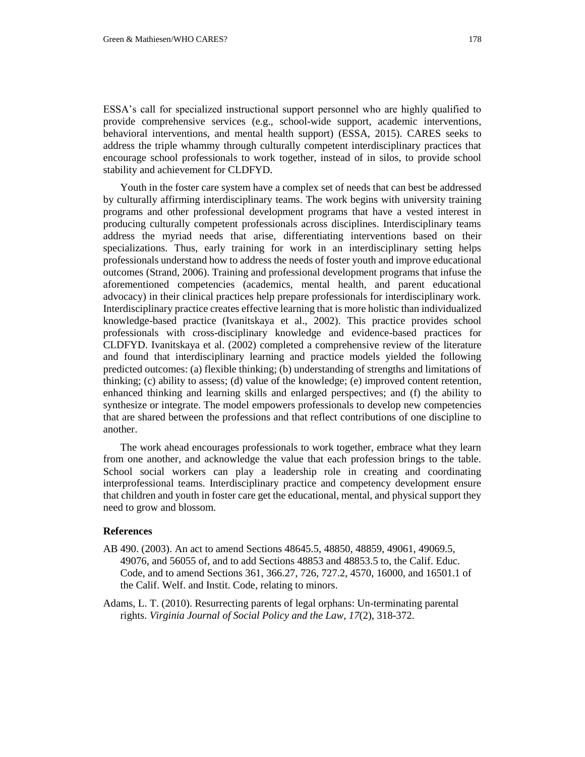ESSA's call for specialized instructional support personnel who are highly qualified to provide comprehensive services (e.g., school-wide support, academic interventions, behavioral interventions, and mental health support) (ESSA, 2015). CARES seeks to address the triple whammy through culturally competent interdisciplinary practices that encourage school professionals to work together, instead of in silos, to provide school stability and achievement for CLDFYD.

Youth in the foster care system have a complex set of needs that can best be addressed by culturally affirming interdisciplinary teams. The work begins with university training programs and other professional development programs that have a vested interest in producing culturally competent professionals across disciplines. Interdisciplinary teams address the myriad needs that arise, differentiating interventions based on their specializations. Thus, early training for work in an interdisciplinary setting helps professionals understand how to address the needs of foster youth and improve educational outcomes (Strand, 2006). Training and professional development programs that infuse the aforementioned competencies (academics, mental health, and parent educational advocacy) in their clinical practices help prepare professionals for interdisciplinary work. Interdisciplinary practice creates effective learning that is more holistic than individualized knowledge-based practice (Ivanitskaya et al., 2002). This practice provides school professionals with cross-disciplinary knowledge and evidence-based practices for CLDFYD. Ivanitskaya et al. (2002) completed a comprehensive review of the literature and found that interdisciplinary learning and practice models yielded the following predicted outcomes: (a) flexible thinking; (b) understanding of strengths and limitations of thinking; (c) ability to assess; (d) value of the knowledge; (e) improved content retention, enhanced thinking and learning skills and enlarged perspectives; and (f) the ability to synthesize or integrate. The model empowers professionals to develop new competencies that are shared between the professions and that reflect contributions of one discipline to another.

The work ahead encourages professionals to work together, embrace what they learn from one another, and acknowledge the value that each profession brings to the table. School social workers can play a leadership role in creating and coordinating interprofessional teams. Interdisciplinary practice and competency development ensure that children and youth in foster care get the educational, mental, and physical support they need to grow and blossom.

## References

AB 490. (2003). An act to amend Sections 48645.5, 48850, 48859, 49061, 49069.5, 49076, and 56055 of, and to add Sections 48853 and 48853.5 to, the Calif. Educ. Code, and to amend Sections 361, 366.27, 726, 727.2, 4570, 16000, and 16501.1 of the Calif. Welf. and Instit. Code, relating to minors.

Adams, L. T. (2010). Resurrecting parents of legal orphans: Un-terminating parental rights. *Virginia Journal of Social Policy and the Law*, *17*(2), 318-372.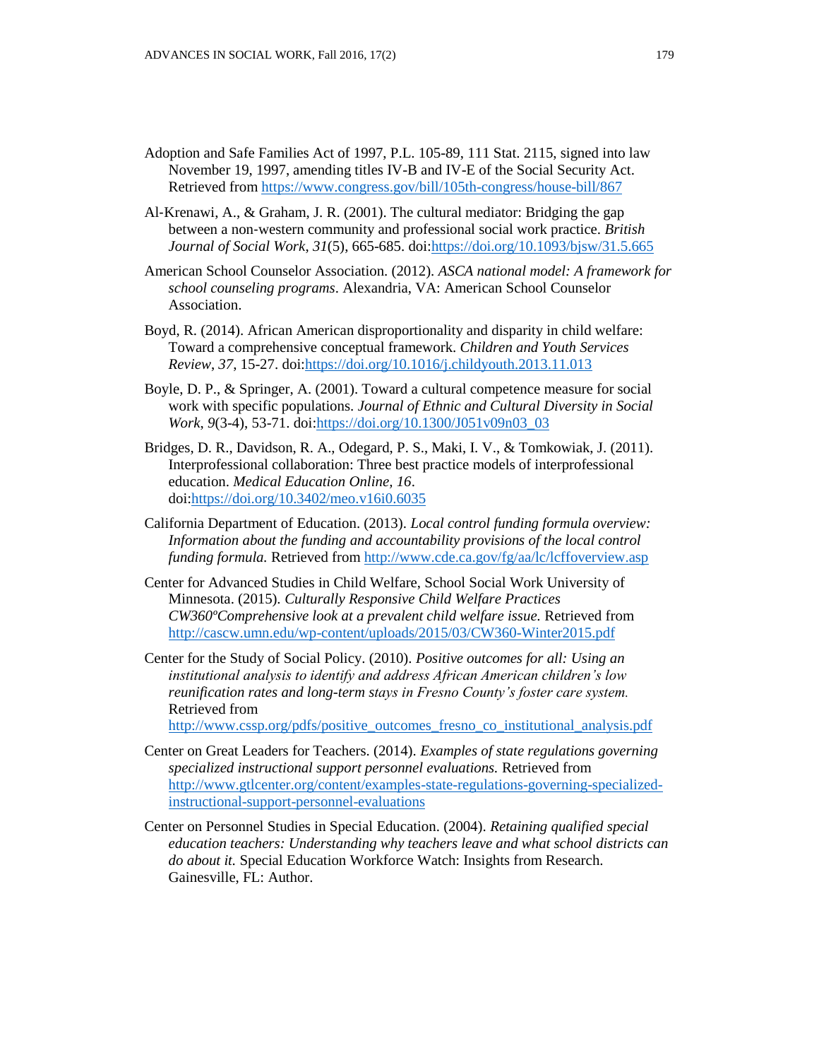Adoption and Safe Families Act of 1997, P.L. 105-89, 111 Stat. 2115, signed into law November 19, 1997, amending titles IV-B and IV-E of the Social Security Act. Retrieved from https://www.congress.gov/bill/105th-congress/house-bill/867

Al-Krenawi, A., & Graham, J. R. (2001). The cultural mediator: Bridging the gap between a non-western community and professional social work practice. *British Journal of Social Work*, *31*(5), 665-685. doi:https://doi.org/10.1093/bjsw/31.5.665

American School Counselor Association. (2012). *ASCA national model: A framework for school counseling programs*. Alexandria, VA: American School Counselor Association.

Boyd, R. (2014). African American disproportionality and disparity in child welfare: Toward a comprehensive conceptual framework. *Children and Youth Services Review*, *37*, 15-27. doi:https://doi.org/10.1016/j.childyouth.2013.11.013

Boyle, D. P., & Springer, A. (2001). Toward a cultural competence measure for social work with specific populations. *Journal of Ethnic and Cultural Diversity in Social Work*, *9*(3-4), 53-71. doi:https://doi.org/10.1300/J051v09n03_03

Bridges, D. R., Davidson, R. A., Odegard, P. S., Maki, I. V., & Tomkowiak, J. (2011). Interprofessional collaboration: Three best practice models of interprofessional education. *Medical Education Online, 16*. doi:https://doi.org/10.3402/meo.v16i0.6035

California Department of Education. (2013). *Local control funding formula overview: Information about the funding and accountability provisions of the local control funding formula.* Retrieved from http://www.cde.ca.gov/fg/aa/lc/lcffoverview.asp

Center for Advanced Studies in Child Welfare, School Social Work University of Minnesota. (2015). *Culturally Responsive Child Welfare Practices CW360ºComprehensive look at a prevalent child welfare issue.* Retrieved from http://cascw.umn.edu/wp-content/uploads/2015/03/CW360-Winter2015.pdf

Center for the Study of Social Policy. (2010). *Positive outcomes for all: Using an institutional analysis to identify and address African American children's low reunification rates and long-term stays in Fresno County's foster care system.* Retrieved from http://www.cssp.org/pdfs/positive_outcomes_fresno_co_institutional_analysis.pdf

Center on Great Leaders for Teachers. (2014). *Examples of state regulations governing specialized instructional support personnel evaluations.* Retrieved from http://www.gtlcenter.org/content/examples-state-regulations-governing-specialized-instructional-support-personnel-evaluations

Center on Personnel Studies in Special Education. (2004). *Retaining qualified special education teachers: Understanding why teachers leave and what school districts can do about it.* Special Education Workforce Watch: Insights from Research. Gainesville, FL: Author.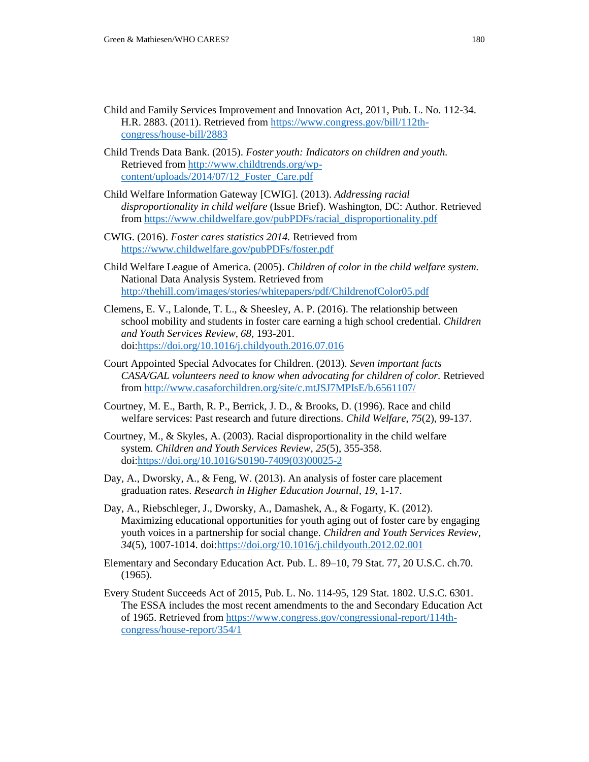Child and Family Services Improvement and Innovation Act, 2011, Pub. L. No. 112-34. H.R. 2883. (2011). Retrieved from https://www.congress.gov/bill/112th-congress/house-bill/2883

Child Trends Data Bank. (2015). *Foster youth: Indicators on children and youth.* Retrieved from http://www.childtrends.org/wp-content/uploads/2014/07/12_Foster_Care.pdf

Child Welfare Information Gateway [CWIG]. (2013). *Addressing racial disproportionality in child welfare* (Issue Brief). Washington, DC: Author. Retrieved from https://www.childwelfare.gov/pubPDFs/racial_disproportionality.pdf

CWIG. (2016). *Foster cares statistics 2014.* Retrieved from https://www.childwelfare.gov/pubPDFs/foster.pdf

Child Welfare League of America. (2005). *Children of color in the child welfare system.* National Data Analysis System. Retrieved from http://thehill.com/images/stories/whitepapers/pdf/ChildrenofColor05.pdf

Clemens, E. V., Lalonde, T. L., & Sheesley, A. P. (2016). The relationship between school mobility and students in foster care earning a high school credential. *Children and Youth Services Review*, *68*, 193-201. doi:https://doi.org/10.1016/j.childyouth.2016.07.016

Court Appointed Special Advocates for Children. (2013). *Seven important facts CASA/GAL volunteers need to know when advocating for children of color.* Retrieved from http://www.casaforchildren.org/site/c.mtJSJ7MPIsE/b.6561107/

Courtney, M. E., Barth, R. P., Berrick, J. D., & Brooks, D. (1996). Race and child welfare services: Past research and future directions. *Child Welfare*, *75*(2), 99-137.

Courtney, M., & Skyles, A. (2003). Racial disproportionality in the child welfare system. *Children and Youth Services Review*, *25*(5), 355-358. doi:https://doi.org/10.1016/S0190-7409(03)00025-2

Day, A., Dworsky, A., & Feng, W. (2013). An analysis of foster care placement graduation rates. *Research in Higher Education Journal*, *19*, 1-17.

Day, A., Riebschleger, J., Dworsky, A., Damashek, A., & Fogarty, K. (2012). Maximizing educational opportunities for youth aging out of foster care by engaging youth voices in a partnership for social change. *Children and Youth Services Review*, *34*(5), 1007-1014. doi:https://doi.org/10.1016/j.childyouth.2012.02.001

Elementary and Secondary Education Act. Pub. L. 89–10, 79 Stat. 77, 20 U.S.C. ch.70. (1965).

Every Student Succeeds Act of 2015, Pub. L. No. 114-95, 129 Stat. 1802. U.S.C. 6301. The ESSA includes the most recent amendments to the and Secondary Education Act of 1965. Retrieved from https://www.congress.gov/congressional-report/114th-congress/house-report/354/1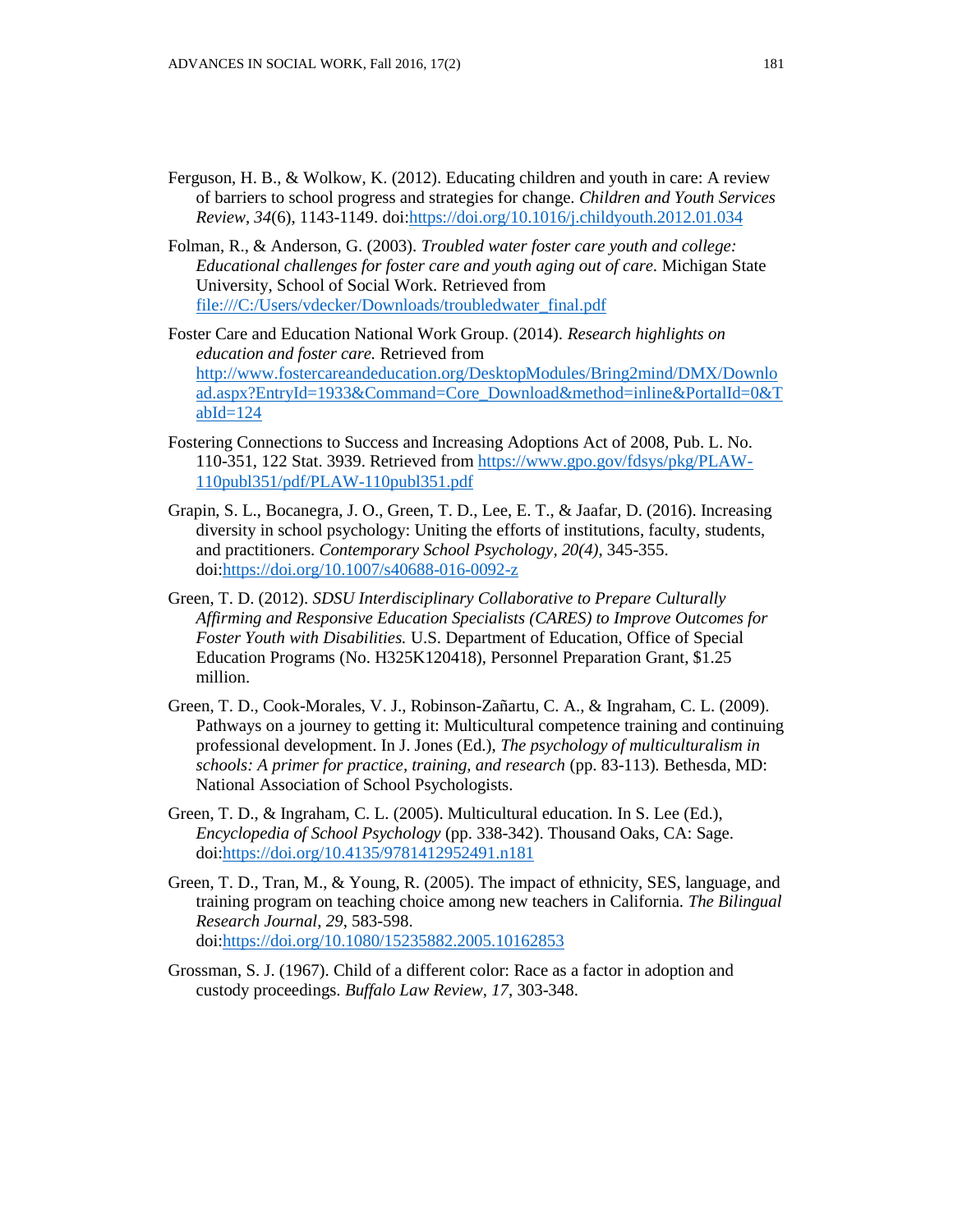Ferguson, H. B., & Wolkow, K. (2012). Educating children and youth in care: A review of barriers to school progress and strategies for change. *Children and Youth Services Review*, *34*(6), 1143-1149. doi:https://doi.org/10.1016/j.childyouth.2012.01.034

Folman, R., & Anderson, G. (2003). *Troubled water foster care youth and college: Educational challenges for foster care and youth aging out of care*. Michigan State University, School of Social Work. Retrieved from file:///C:/Users/vdecker/Downloads/troubledwater_final.pdf

Foster Care and Education National Work Group. (2014). *Research highlights on education and foster care.* Retrieved from http://www.fostercareandeducation.org/DesktopModules/Bring2mind/DMX/Download.aspx?EntryId=1933&Command=Core_Download&method=inline&PortalId=0&TabId=124

Fostering Connections to Success and Increasing Adoptions Act of 2008, Pub. L. No. 110-351, 122 Stat. 3939. Retrieved from https://www.gpo.gov/fdsys/pkg/PLAW-110publ351/pdf/PLAW-110publ351.pdf

Grapin, S. L., Bocanegra, J. O., Green, T. D., Lee, E. T., & Jaafar, D. (2016). Increasing diversity in school psychology: Uniting the efforts of institutions, faculty, students, and practitioners. *Contemporary School Psychology, 20(4)*, 345-355. doi:https://doi.org/10.1007/s40688-016-0092-z

Green, T. D. (2012). *SDSU Interdisciplinary Collaborative to Prepare Culturally Affirming and Responsive Education Specialists (CARES) to Improve Outcomes for Foster Youth with Disabilities.* U.S. Department of Education, Office of Special Education Programs (No. H325K120418), Personnel Preparation Grant, $1.25 million.

Green, T. D., Cook-Morales, V. J., Robinson-Zañartu, C. A., & Ingraham, C. L. (2009). Pathways on a journey to getting it: Multicultural competence training and continuing professional development. In J. Jones (Ed.), *The psychology of multiculturalism in schools: A primer for practice, training, and research* (pp. 83-113). Bethesda, MD: National Association of School Psychologists.

Green, T. D., & Ingraham, C. L. (2005). Multicultural education. In S. Lee (Ed.), *Encyclopedia of School Psychology* (pp. 338-342). Thousand Oaks, CA: Sage. doi:https://doi.org/10.4135/9781412952491.n181

Green, T. D., Tran, M., & Young, R. (2005). The impact of ethnicity, SES, language, and training program on teaching choice among new teachers in California. *The Bilingual Research Journal*, *29*, 583-598. doi:https://doi.org/10.1080/15235882.2005.10162853

Grossman, S. J. (1967). Child of a different color: Race as a factor in adoption and custody proceedings. *Buffalo Law Review*, *17*, 303-348.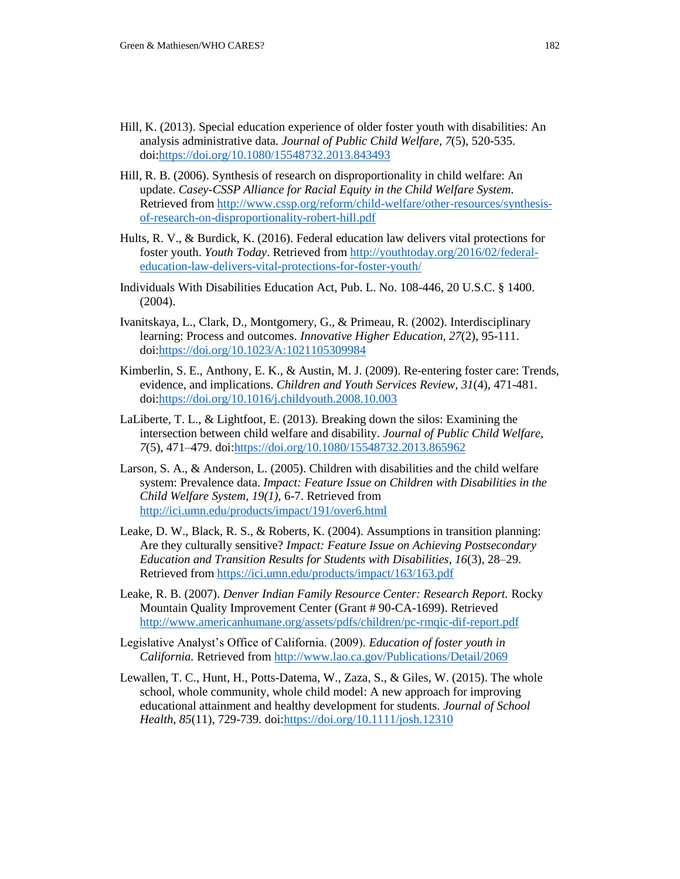Hill, K. (2013). Special education experience of older foster youth with disabilities: An analysis administrative data. *Journal of Public Child Welfare*, *7*(5), 520-535. doi:https://doi.org/10.1080/15548732.2013.843493

Hill, R. B. (2006). Synthesis of research on disproportionality in child welfare: An update. *Casey-CSSP Alliance for Racial Equity in the Child Welfare System*. Retrieved from http://www.cssp.org/reform/child-welfare/other-resources/synthesis-of-research-on-disproportionality-robert-hill.pdf

Hults, R. V., & Burdick, K. (2016). Federal education law delivers vital protections for foster youth. *Youth Today*. Retrieved from http://youthtoday.org/2016/02/federal-education-law-delivers-vital-protections-for-foster-youth/

Individuals With Disabilities Education Act, Pub. L. No. 108-446, 20 U.S.C. § 1400. (2004).

Ivanitskaya, L., Clark, D., Montgomery, G., & Primeau, R. (2002). Interdisciplinary learning: Process and outcomes. *Innovative Higher Education, 27*(2), 95-111. doi:https://doi.org/10.1023/A:1021105309984

Kimberlin, S. E., Anthony, E. K., & Austin, M. J. (2009). Re-entering foster care: Trends, evidence, and implications. *Children and Youth Services Review*, *31*(4), 471-481. doi:https://doi.org/10.1016/j.childyouth.2008.10.003

LaLiberte, T. L., & Lightfoot, E. (2013). Breaking down the silos: Examining the intersection between child welfare and disability. *Journal of Public Child Welfare, 7*(5), 471–479. doi:https://doi.org/10.1080/15548732.2013.865962

Larson, S. A., & Anderson, L. (2005). Children with disabilities and the child welfare system: Prevalence data. *Impact: Feature Issue on Children with Disabilities in the Child Welfare System, 19(1)*, 6-7. Retrieved from http://ici.umn.edu/products/impact/191/over6.html

Leake, D. W., Black, R. S., & Roberts, K. (2004). Assumptions in transition planning: Are they culturally sensitive? *Impact: Feature Issue on Achieving Postsecondary Education and Transition Results for Students with Disabilities*, *16*(3), 28–29. Retrieved from https://ici.umn.edu/products/impact/163/163.pdf

Leake, R. B. (2007). *Denver Indian Family Resource Center: Research Report.* Rocky Mountain Quality Improvement Center (Grant # 90-CA-1699). Retrieved http://www.americanhumane.org/assets/pdfs/children/pc-rmqic-dif-report.pdf

Legislative Analyst's Office of California. (2009). *Education of foster youth in California.* Retrieved from http://www.lao.ca.gov/Publications/Detail/2069

Lewallen, T. C., Hunt, H., Potts-Datema, W., Zaza, S., & Giles, W. (2015). The whole school, whole community, whole child model: A new approach for improving educational attainment and healthy development for students. *Journal of School Health, 85*(11), 729-739. doi:https://doi.org/10.1111/josh.12310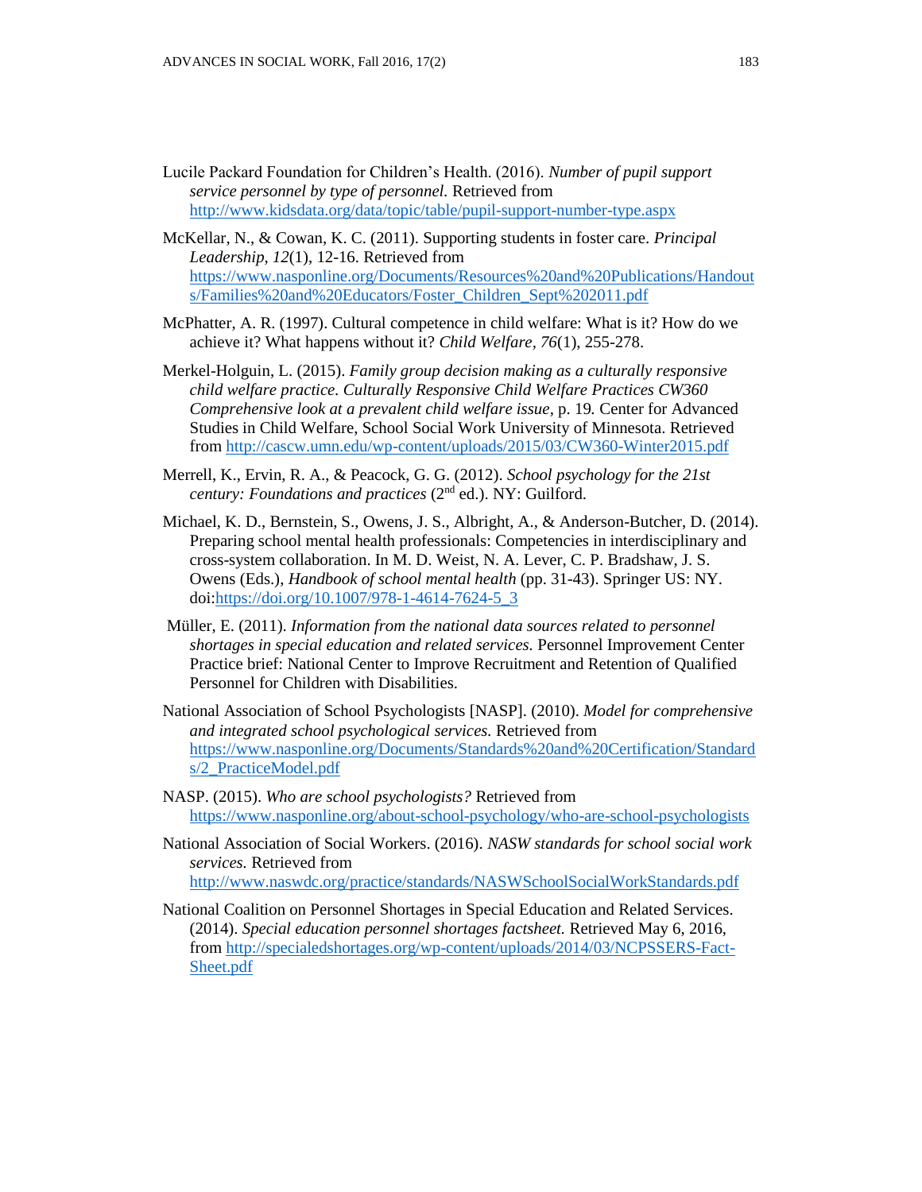Lucile Packard Foundation for Children's Health. (2016). *Number of pupil support service personnel by type of personnel.* Retrieved from http://www.kidsdata.org/data/topic/table/pupil-support-number-type.aspx

McKellar, N., & Cowan, K. C. (2011). Supporting students in foster care. *Principal Leadership*, *12*(1), 12-16. Retrieved from https://www.nasponline.org/Documents/Resources%20and%20Publications/Handouts/Families%20and%20Educators/Foster_Children_Sept%202011.pdf

McPhatter, A. R. (1997). Cultural competence in child welfare: What is it? How do we achieve it? What happens without it? *Child Welfare*, *76*(1), 255-278.

Merkel-Holguin, L. (2015). *Family group decision making as a culturally responsive child welfare practice. Culturally Responsive Child Welfare Practices CW360 Comprehensive look at a prevalent child welfare issue*, p. 19. Center for Advanced Studies in Child Welfare, School Social Work University of Minnesota. Retrieved from http://cascw.umn.edu/wp-content/uploads/2015/03/CW360-Winter2015.pdf

Merrell, K., Ervin, R. A., & Peacock, G. G. (2012). *School psychology for the 21st century: Foundations and practices* (2nd ed.). NY: Guilford.

Michael, K. D., Bernstein, S., Owens, J. S., Albright, A., & Anderson-Butcher, D. (2014). Preparing school mental health professionals: Competencies in interdisciplinary and cross-system collaboration. In M. D. Weist, N. A. Lever, C. P. Bradshaw, J. S. Owens (Eds.), *Handbook of school mental health* (pp. 31-43). Springer US: NY. doi:https://doi.org/10.1007/978-1-4614-7624-5_3

Müller, E. (2011). *Information from the national data sources related to personnel shortages in special education and related services.* Personnel Improvement Center Practice brief: National Center to Improve Recruitment and Retention of Qualified Personnel for Children with Disabilities.

National Association of School Psychologists [NASP]. (2010). *Model for comprehensive and integrated school psychological services.* Retrieved from https://www.nasponline.org/Documents/Standards%20and%20Certification/Standards/2_PracticeModel.pdf

NASP. (2015). *Who are school psychologists?* Retrieved from https://www.nasponline.org/about-school-psychology/who-are-school-psychologists

National Association of Social Workers. (2016). *NASW standards for school social work services.* Retrieved from http://www.naswdc.org/practice/standards/NASWSchoolSocialWorkStandards.pdf

National Coalition on Personnel Shortages in Special Education and Related Services. (2014). *Special education personnel shortages factsheet.* Retrieved May 6, 2016, from http://specialedshortages.org/wp-content/uploads/2014/03/NCPSSERS-Fact-Sheet.pdf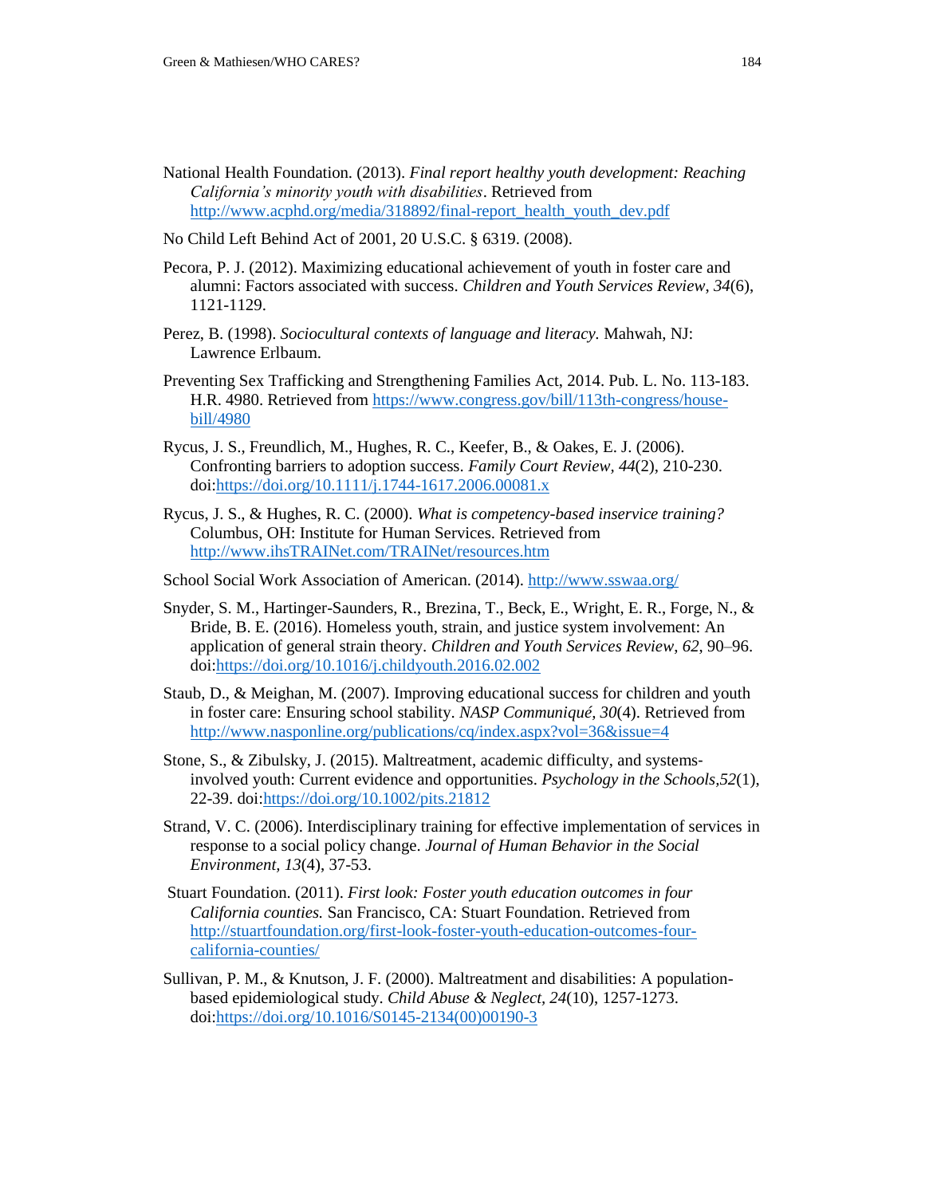National Health Foundation. (2013). *Final report healthy youth development: Reaching California's minority youth with disabilities*. Retrieved from http://www.acphd.org/media/318892/final-report_health_youth_dev.pdf

No Child Left Behind Act of 2001, 20 U.S.C. § 6319. (2008).

Pecora, P. J. (2012). Maximizing educational achievement of youth in foster care and alumni: Factors associated with success. *Children and Youth Services Review*, *34*(6), 1121-1129.

Perez, B. (1998). *Sociocultural contexts of language and literacy.* Mahwah, NJ: Lawrence Erlbaum.

Preventing Sex Trafficking and Strengthening Families Act, 2014. Pub. L. No. 113-183. H.R. 4980. Retrieved from https://www.congress.gov/bill/113th-congress/house-bill/4980

Rycus, J. S., Freundlich, M., Hughes, R. C., Keefer, B., & Oakes, E. J. (2006). Confronting barriers to adoption success. *Family Court Review*, *44*(2), 210-230. doi:https://doi.org/10.1111/j.1744-1617.2006.00081.x

Rycus, J. S., & Hughes, R. C. (2000). *What is competency-based inservice training?* Columbus, OH: Institute for Human Services. Retrieved from http://www.ihsTRAINet.com/TRAINet/resources.htm

School Social Work Association of American. (2014). http://www.sswaa.org/

Snyder, S. M., Hartinger-Saunders, R., Brezina, T., Beck, E., Wright, E. R., Forge, N., & Bride, B. E. (2016). Homeless youth, strain, and justice system involvement: An application of general strain theory. *Children and Youth Services Review, 62*, 90–96. doi:https://doi.org/10.1016/j.childyouth.2016.02.002

Staub, D., & Meighan, M. (2007). Improving educational success for children and youth in foster care: Ensuring school stability. *NASP Communiqué, 30*(4). Retrieved from http://www.nasponline.org/publications/cq/index.aspx?vol=36&issue=4

Stone, S., & Zibulsky, J. (2015). Maltreatment, academic difficulty, and systems-involved youth: Current evidence and opportunities. *Psychology in the Schools,52*(1), 22-39. doi:https://doi.org/10.1002/pits.21812

Strand, V. C. (2006). Interdisciplinary training for effective implementation of services in response to a social policy change. *Journal of Human Behavior in the Social Environment*, *13*(4), 37-53.

Stuart Foundation. (2011). *First look: Foster youth education outcomes in four California counties.* San Francisco, CA: Stuart Foundation. Retrieved from http://stuartfoundation.org/first-look-foster-youth-education-outcomes-four-california-counties/

Sullivan, P. M., & Knutson, J. F. (2000). Maltreatment and disabilities: A population-based epidemiological study. *Child Abuse & Neglect*, *24*(10), 1257-1273. doi:https://doi.org/10.1016/S0145-2134(00)00190-3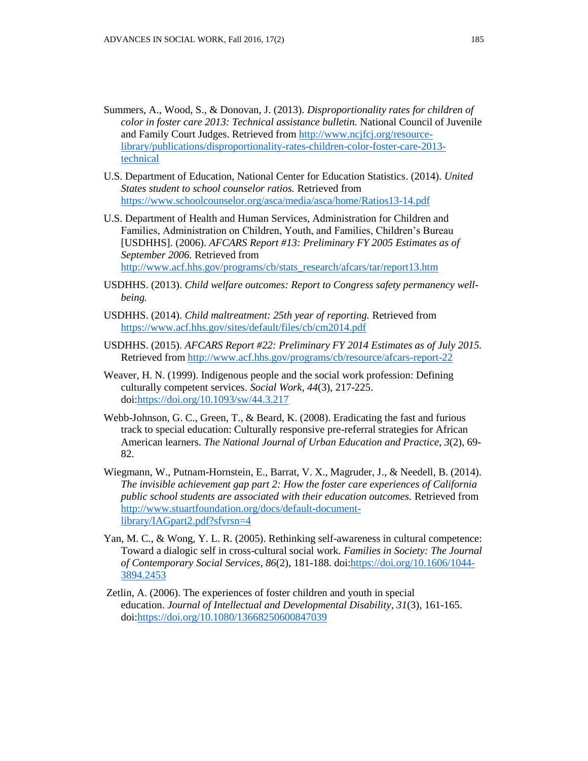Summers, A., Wood, S., & Donovan, J. (2013). *Disproportionality rates for children of color in foster care 2013: Technical assistance bulletin.* National Council of Juvenile and Family Court Judges. Retrieved from http://www.ncjfcj.org/resource-library/publications/disproportionality-rates-children-color-foster-care-2013-technical

U.S. Department of Education, National Center for Education Statistics. (2014). *United States student to school counselor ratios.* Retrieved from https://www.schoolcounselor.org/asca/media/asca/home/Ratios13-14.pdf

U.S. Department of Health and Human Services, Administration for Children and Families, Administration on Children, Youth, and Families, Children's Bureau [USDHHS]. (2006). *AFCARS Report #13: Preliminary FY 2005 Estimates as of September 2006.* Retrieved from http://www.acf.hhs.gov/programs/cb/stats_research/afcars/tar/report13.htm

USDHHS. (2013). *Child welfare outcomes: Report to Congress safety permanency well-being.*

USDHHS. (2014). *Child maltreatment: 25th year of reporting.* Retrieved from https://www.acf.hhs.gov/sites/default/files/cb/cm2014.pdf

USDHHS. (2015). *AFCARS Report #22: Preliminary FY 2014 Estimates as of July 2015.* Retrieved from http://www.acf.hhs.gov/programs/cb/resource/afcars-report-22

Weaver, H. N. (1999). Indigenous people and the social work profession: Defining culturally competent services. *Social Work*, *44*(3), 217-225. doi:https://doi.org/10.1093/sw/44.3.217

Webb-Johnson, G. C., Green, T., & Beard, K. (2008). Eradicating the fast and furious track to special education: Culturally responsive pre-referral strategies for African American learners. *The National Journal of Urban Education and Practice*, *3*(2), 69-82.

Wiegmann, W., Putnam-Hornstein, E., Barrat, V. X., Magruder, J., & Needell, B. (2014). *The invisible achievement gap part 2: How the foster care experiences of California public school students are associated with their education outcomes.* Retrieved from http://www.stuartfoundation.org/docs/default-document-library/IAGpart2.pdf?sfvrsn=4

Yan, M. C., & Wong, Y. L. R. (2005). Rethinking self-awareness in cultural competence: Toward a dialogic self in cross-cultural social work. *Families in Society: The Journal of Contemporary Social Services*, *86*(2), 181-188. doi:https://doi.org/10.1606/1044-3894.2453

Zetlin, A. (2006). The experiences of foster children and youth in special education. *Journal of Intellectual and Developmental Disability*, *31*(3), 161-165. doi:https://doi.org/10.1080/13668250600847039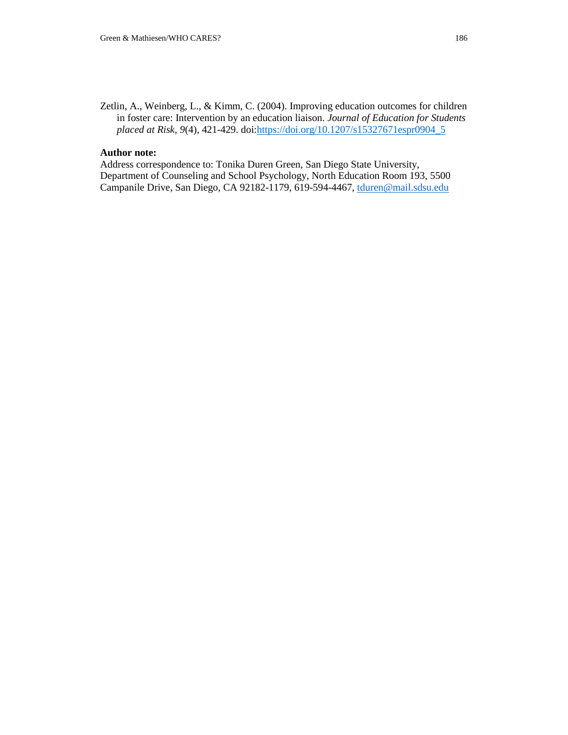Zetlin, A., Weinberg, L., & Kimm, C. (2004). Improving education outcomes for children in foster care: Intervention by an education liaison. *Journal of Education for Students placed at Risk*, *9*(4), 421-429. doi:https://doi.org/10.1207/s15327671espr0904_5

**Author note:**
Address correspondence to: Tonika Duren Green, San Diego State University, Department of Counseling and School Psychology, North Education Room 193, 5500 Campanile Drive, San Diego, CA 92182-1179, 619-594-4467, tduren@mail.sdsu.edu